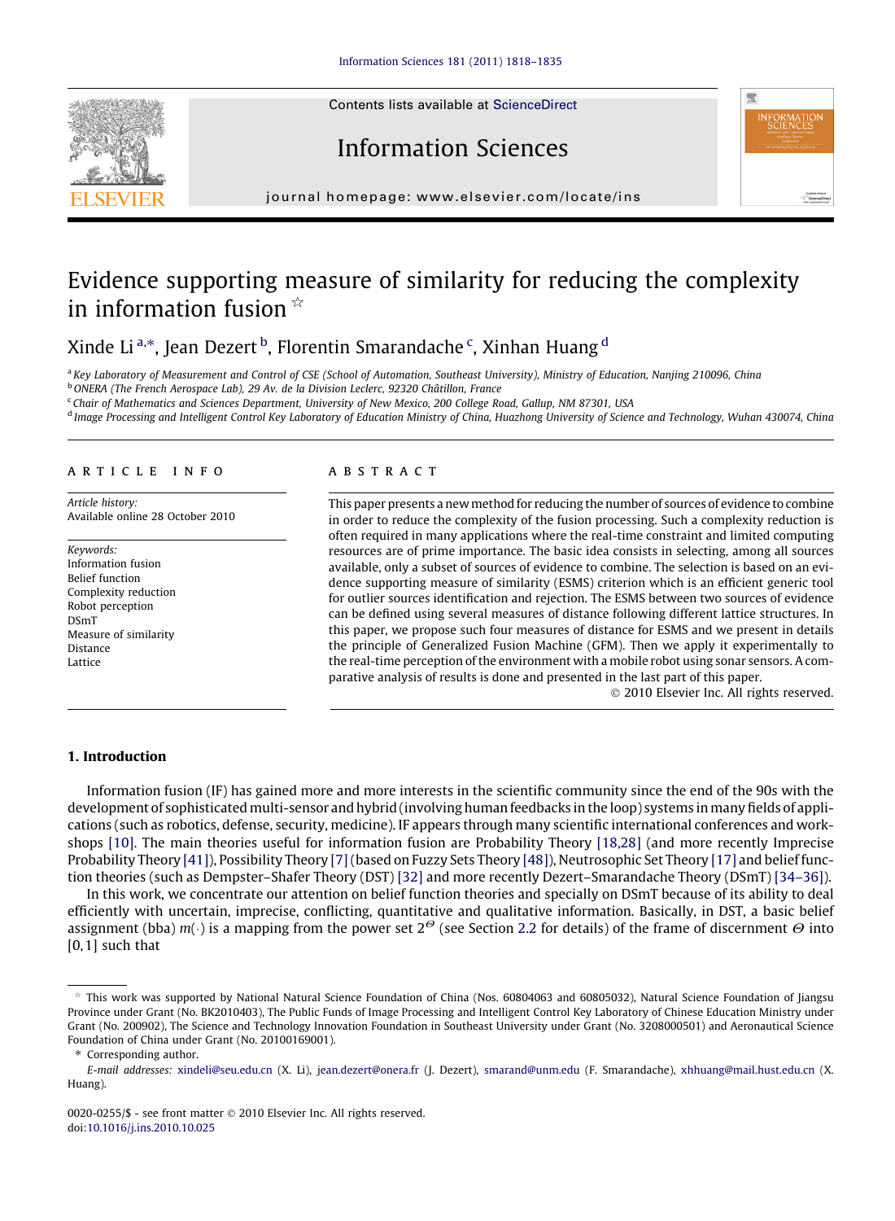# Evidence supporting measure of similarity for reducing the complexity in information fusion ☆

Xinde Li [a,*], Jean Dezert [b], Florentin Smarandache [c], Xinhan Huang [d]

[a] Key Laboratory of Measurement and Control of CSE (School of Automation, Southeast University), Ministry of Education, Nanjing 210096, China
[b] ONERA (The French Aerospace Lab), 29 Av. de la Division Leclerc, 92320 Châtillon, France
[c] Chair of Mathematics and Sciences Department, University of New Mexico, 200 College Road, Gallup, NM 87301, USA
[d] Image Processing and Intelligent Control Key Laboratory of Education Ministry of China, Huazhong University of Science and Technology, Wuhan 430074, China

**ARTICLE INFO**

*Article history:*
Available online 28 October 2010

*Keywords:*
Information fusion
Belief function
Complexity reduction
Robot perception
DSmT
Measure of similarity
Distance
Lattice

**ABSTRACT**

This paper presents a new method for reducing the number of sources of evidence to combine in order to reduce the complexity of the fusion processing. Such a complexity reduction is often required in many applications where the real-time constraint and limited computing resources are of prime importance. The basic idea consists in selecting, among all sources available, only a subset of sources of evidence to combine. The selection is based on an evidence supporting measure of similarity (ESMS) criterion which is an efficient generic tool for outlier sources identification and rejection. The ESMS between two sources of evidence can be defined using several measures of distance following different lattice structures. In this paper, we propose such four measures of distance for ESMS and we present in details the principle of Generalized Fusion Machine (GFM). Then we apply it experimentally to the real-time perception of the environment with a mobile robot using sonar sensors. A comparative analysis of results is done and presented in the last part of this paper.

© 2010 Elsevier Inc. All rights reserved.

## 1. Introduction

Information fusion (IF) has gained more and more interests in the scientific community since the end of the 90s with the development of sophisticated multi-sensor and hybrid (involving human feedbacks in the loop) systems in many fields of applications (such as robotics, defense, security, medicine). IF appears through many scientific international conferences and workshops [10]. The main theories useful for information fusion are Probability Theory [18,28] (and more recently Imprecise Probability Theory [41]), Possibility Theory [7] (based on Fuzzy Sets Theory [48]), Neutrosophic Set Theory [17] and belief function theories (such as Dempster–Shafer Theory (DST) [32] and more recently Dezert–Smarandache Theory (DSmT) [34–36]).

In this work, we concentrate our attention on belief function theories and specially on DSmT because of its ability to deal efficiently with uncertain, imprecise, conflicting, quantitative and qualitative information. Basically, in DST, a basic belief assignment (bba) $m(\cdot)$ is a mapping from the power set $2^{\Theta}$ (see Section 2.2 for details) of the frame of discernment $\Theta$ into $[0,1]$ such that

☆ This work was supported by National Natural Science Foundation of China (Nos. 60804063 and 60805032), Natural Science Foundation of Jiangsu Province under Grant (No. BK2010403), The Public Funds of Image Processing and Intelligent Control Key Laboratory of Chinese Education Ministry under Grant (No. 200902), The Science and Technology Innovation Foundation in Southeast University under Grant (No. 3208000501) and Aeronautical Science Foundation of China under Grant (No. 20100169001).

\* Corresponding author.

*E-mail addresses:* xindeli@seu.edu.cn (X. Li), jean.dezert@onera.fr (J. Dezert), smarand@unm.edu (F. Smarandache), xhhuang@mail.hust.edu.cn (X. Huang).

0020-0255/$ - see front matter © 2010 Elsevier Inc. All rights reserved.
doi:10.1016/j.ins.2010.10.025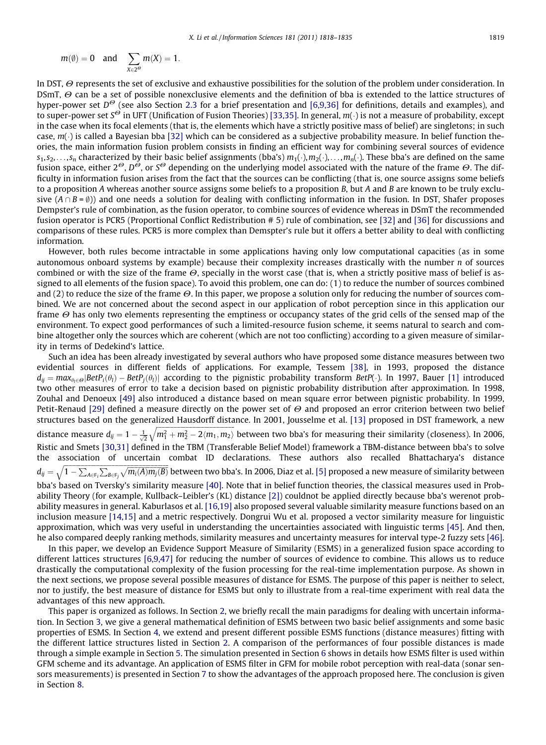$$m(\emptyset) = 0 \quad \text{and} \quad \sum_{X \in 2^\Theta} m(X) = 1.$$

In DST, $\Theta$ represents the set of exclusive and exhaustive possibilities for the solution of the problem under consideration. In DSmT, $\Theta$ can be a set of possible nonexclusive elements and the definition of bba is extended to the lattice structures of hyper-power set $D^\Theta$ (see also Section 2.3 for a brief presentation and [6,9,36] for definitions, details and examples), and to super-power set $S^\Theta$ in UFT (Unification of Fusion Theories) [33,35]. In general, $m(\cdot)$ is not a measure of probability, except in the case when its focal elements (that is, the elements which have a strictly positive mass of belief) are singletons; in such case, $m(\cdot)$ is called a Bayesian bba [32] which can be considered as a subjective probability measure. In belief function theories, the main information fusion problem consists in finding an efficient way for combining several sources of evidence $s_1, s_2, \ldots, s_n$ characterized by their basic belief assignments (bba's) $m_1(\cdot), m_2(\cdot), \ldots, m_n(\cdot)$. These bba's are defined on the same fusion space, either $2^\Theta$, $D^\Theta$, or $S^\Theta$ depending on the underlying model associated with the nature of the frame $\Theta$. The difficulty in information fusion arises from the fact that the sources can be conflicting (that is, one source assigns some beliefs to a proposition $A$ whereas another source assigns some beliefs to a proposition $B$, but $A$ and $B$ are known to be truly exclusive ($A \cap B = \emptyset$)) and one needs a solution for dealing with conflicting information in the fusion. In DST, Shafer proposes Dempster's rule of combination, as the fusion operator, to combine sources of evidence whereas in DSmT the recommended fusion operator is PCR5 (Proportional Conflict Redistribution # 5) rule of combination, see [32] and [36] for discussions and comparisons of these rules. PCR5 is more complex than Demspter's rule but it offers a better ability to deal with conflicting information.

However, both rules become intractable in some applications having only low computational capacities (as in some autonomous onboard systems by example) because their complexity increases drastically with the number $n$ of sources combined or with the size of the frame $\Theta$, specially in the worst case (that is, when a strictly positive mass of belief is assigned to all elements of the fusion space). To avoid this problem, one can do: (1) to reduce the number of sources combined and (2) to reduce the size of the frame $\Theta$. In this paper, we propose a solution only for reducing the number of sources combined. We are not concerned about the second aspect in our application of robot perception since in this application our frame $\Theta$ has only two elements representing the emptiness or occupancy states of the grid cells of the sensed map of the environment. To expect good performances of such a limited-resource fusion scheme, it seems natural to search and combine altogether only the sources which are coherent (which are not too conflicting) according to a given measure of similarity in terms of Dedekind's lattice.

Such an idea has been already investigated by several authors who have proposed some distance measures between two evidential sources in different fields of applications. For example, Tessem [38], in 1993, proposed the distance $d_{ij} = max_{\theta_l \in \Theta} |BetP_i(\theta_l) - BetP_j(\theta_l)|$ according to the pignistic probability transform $BetP(\cdot)$. In 1997, Bauer [1] introduced two other measures of error to take a decision based on pignistic probability distribution after approximation. In 1998, Zouhal and Denoeux [49] also introduced a distance based on mean square error between pignistic probability. In 1999, Petit-Renaud [29] defined a measure directly on the power set of $\Theta$ and proposed an error criterion between two belief structures based on the generalized Hausdorff distance. In 2001, Jousselme et al. [13] proposed in DST framework, a new distance measure $d_{ij} = 1 - \frac{1}{\sqrt{2}}\sqrt{m_1^2 + m_2^2 - 2\langle m_1, m_2\rangle}$ between two bba's for measuring their similarity (closeness). In 2006, Ristic and Smets [30,31] defined in the TBM (Transferable Belief Model) framework a TBM-distance between bba's to solve the association of uncertain combat ID declarations. These authors also recalled Bhattacharya's distance $d_{ij} = \sqrt{1 - \sum_{A \in F_i} \sum_{B \in F_j} \sqrt{m_i(A) m_j(B)}}$ between two bba's. In 2006, Diaz et al. [5] proposed a new measure of similarity between bba's based on Tversky's similarity measure [40]. Note that in belief function theories, the classical measures used in Probability Theory (for example, Kullback–Leibler's (KL) distance [2]) couldnot be applied directly because bba's werenot probability measures in general. Kaburlasos et al. [16,19] also proposed several valuable similarity measure functions based on an inclusion measure [14,15] and a metric respectively. Dongrui Wu et al. proposed a vector similarity measure for linguistic approximation, which was very useful in understanding the uncertainties associated with linguistic terms [45]. And then, he also compared deeply ranking methods, similarity measures and uncertainty measures for interval type-2 fuzzy sets [46].

In this paper, we develop an Evidence Support Measure of Similarity (ESMS) in a generalized fusion space according to different lattices structures [6,9,47] for reducing the number of sources of evidence to combine. This allows us to reduce drastically the computational complexity of the fusion processing for the real-time implementation purpose. As shown in the next sections, we propose several possible measures of distance for ESMS. The purpose of this paper is neither to select, nor to justify, the best measure of distance for ESMS but only to illustrate from a real-time experiment with real data the advantages of this new approach.

This paper is organized as follows. In Section 2, we briefly recall the main paradigms for dealing with uncertain information. In Section 3, we give a general mathematical definition of ESMS between two basic belief assignments and some basic properties of ESMS. In Section 4, we extend and present different possible ESMS functions (distance measures) fitting with the different lattice structures listed in Section 2. A comparison of the performances of four possible distances is made through a simple example in Section 5. The simulation presented in Section 6 shows in details how ESMS filter is used within GFM scheme and its advantage. An application of ESMS filter in GFM for mobile robot perception with real-data (sonar sensors measurements) is presented in Section 7 to show the advantages of the approach proposed here. The conclusion is given in Section 8.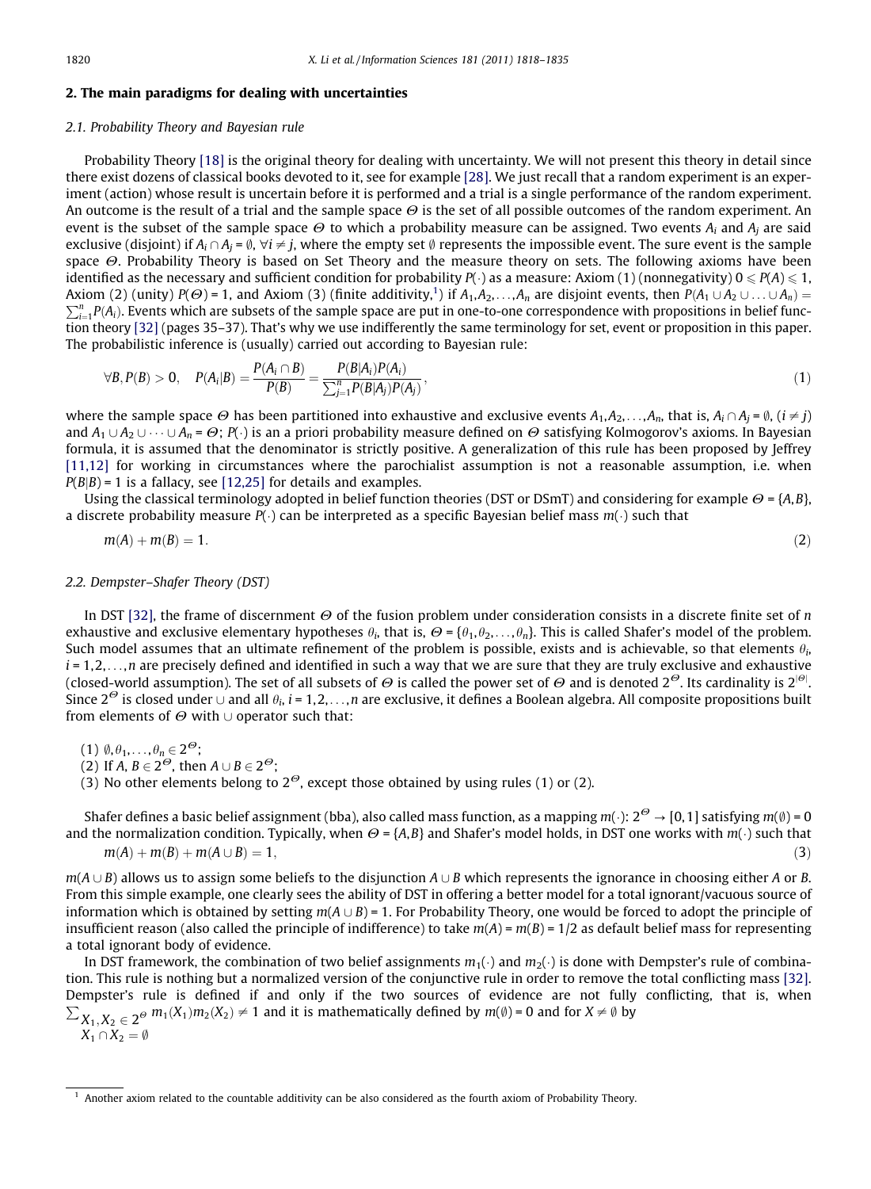## 2. The main paradigms for dealing with uncertainties

### 2.1. Probability Theory and Bayesian rule

Probability Theory [18] is the original theory for dealing with uncertainty. We will not present this theory in detail since there exist dozens of classical books devoted to it, see for example [28]. We just recall that a random experiment is an experiment (action) whose result is uncertain before it is performed and a trial is a single performance of the random experiment. An outcome is the result of a trial and the sample space $\Theta$ is the set of all possible outcomes of the random experiment. An event is the subset of the sample space $\Theta$ to which a probability measure can be assigned. Two events $A_i$ and $A_j$ are said exclusive (disjoint) if $A_i \cap A_j = \emptyset$, $\forall i \neq j$, where the empty set $\emptyset$ represents the impossible event. The sure event is the sample space $\Theta$. Probability Theory is based on Set Theory and the measure theory on sets. The following axioms have been identified as the necessary and sufficient condition for probability $P(\cdot)$ as a measure: Axiom (1) (nonnegativity) $0 \leqslant P(A) \leqslant 1$, Axiom (2) (unity) $P(\Theta) = 1$, and Axiom (3) (finite additivity,[1]) if $A_1, A_2, \ldots, A_n$ are disjoint events, then $P(A_1 \cup A_2 \cup \ldots \cup A_n) = \sum_{i=1}^{n} P(A_i)$. Events which are subsets of the sample space are put in one-to-one correspondence with propositions in belief function theory [32] (pages 35–37). That's why we use indifferently the same terminology for set, event or proposition in this paper. The probabilistic inference is (usually) carried out according to Bayesian rule:

$$\forall B, P(B) > 0, \quad P(A_i|B) = \frac{P(A_i \cap B)}{P(B)} = \frac{P(B|A_i)P(A_i)}{\sum_{j=1}^{n} P(B|A_j)P(A_j)}, \tag{1}$$

where the sample space $\Theta$ has been partitioned into exhaustive and exclusive events $A_1, A_2, \ldots, A_n$, that is, $A_i \cap A_j = \emptyset$, $(i \neq j)$ and $A_1 \cup A_2 \cup \cdots \cup A_n = \Theta$; $P(\cdot)$ is an a priori probability measure defined on $\Theta$ satisfying Kolmogorov's axioms. In Bayesian formula, it is assumed that the denominator is strictly positive. A generalization of this rule has been proposed by Jeffrey [11,12] for working in circumstances where the parochialist assumption is not a reasonable assumption, i.e. when $P(B|B) = 1$ is a fallacy, see [12,25] for details and examples.

Using the classical terminology adopted in belief function theories (DST or DSmT) and considering for example $\Theta = \{A, B\}$, a discrete probability measure $P(\cdot)$ can be interpreted as a specific Bayesian belief mass $m(\cdot)$ such that

$$m(A) + m(B) = 1. \tag{2}$$

### 2.2. Dempster–Shafer Theory (DST)

In DST [32], the frame of discernment $\Theta$ of the fusion problem under consideration consists in a discrete finite set of $n$ exhaustive and exclusive elementary hypotheses $\theta_i$, that is, $\Theta = \{\theta_1, \theta_2, \ldots, \theta_n\}$. This is called Shafer's model of the problem. Such model assumes that an ultimate refinement of the problem is possible, exists and is achievable, so that elements $\theta_i$, $i = 1, 2, \ldots, n$ are precisely defined and identified in such a way that we are sure that they are truly exclusive and exhaustive (closed-world assumption). The set of all subsets of $\Theta$ is called the power set of $\Theta$ and is denoted $2^{\Theta}$. Its cardinality is $2^{|\Theta|}$. Since $2^{\Theta}$ is closed under $\cup$ and all $\theta_i$, $i = 1, 2, \ldots, n$ are exclusive, it defines a Boolean algebra. All composite propositions built from elements of $\Theta$ with $\cup$ operator such that:

(1) $\emptyset, \theta_1, \ldots, \theta_n \in 2^{\Theta}$;
(2) If $A, B \in 2^{\Theta}$, then $A \cup B \in 2^{\Theta}$;
(3) No other elements belong to $2^{\Theta}$, except those obtained by using rules (1) or (2).

Shafer defines a basic belief assignment (bba), also called mass function, as a mapping $m(\cdot): 2^{\Theta} \to [0, 1]$ satisfying $m(\emptyset) = 0$ and the normalization condition. Typically, when $\Theta = \{A, B\}$ and Shafer's model holds, in DST one works with $m(\cdot)$ such that

$$m(A) + m(B) + m(A \cup B) = 1, \tag{3}$$

$m(A \cup B)$ allows us to assign some beliefs to the disjunction $A \cup B$ which represents the ignorance in choosing either $A$ or $B$. From this simple example, one clearly sees the ability of DST in offering a better model for a total ignorant/vacuous source of information which is obtained by setting $m(A \cup B) = 1$. For Probability Theory, one would be forced to adopt the principle of insufficient reason (also called the principle of indifference) to take $m(A) = m(B) = 1/2$ as default belief mass for representing a total ignorant body of evidence.

In DST framework, the combination of two belief assignments $m_1(\cdot)$ and $m_2(\cdot)$ is done with Dempster's rule of combination. This rule is nothing but a normalized version of the conjunctive rule in order to remove the total conflicting mass [32]. Dempster's rule is defined if and only if the two sources of evidence are not fully conflicting, that is, when $\sum_{\substack{X_1, X_2 \in 2^{\Theta} \\ X_1 \cap X_2 = \emptyset}} m_1(X_1)m_2(X_2) \neq 1$ and it is mathematically defined by $m(\emptyset) = 0$ and for $X \neq \emptyset$ by

---

[1] Another axiom related to the countable additivity can be also considered as the fourth axiom of Probability Theory.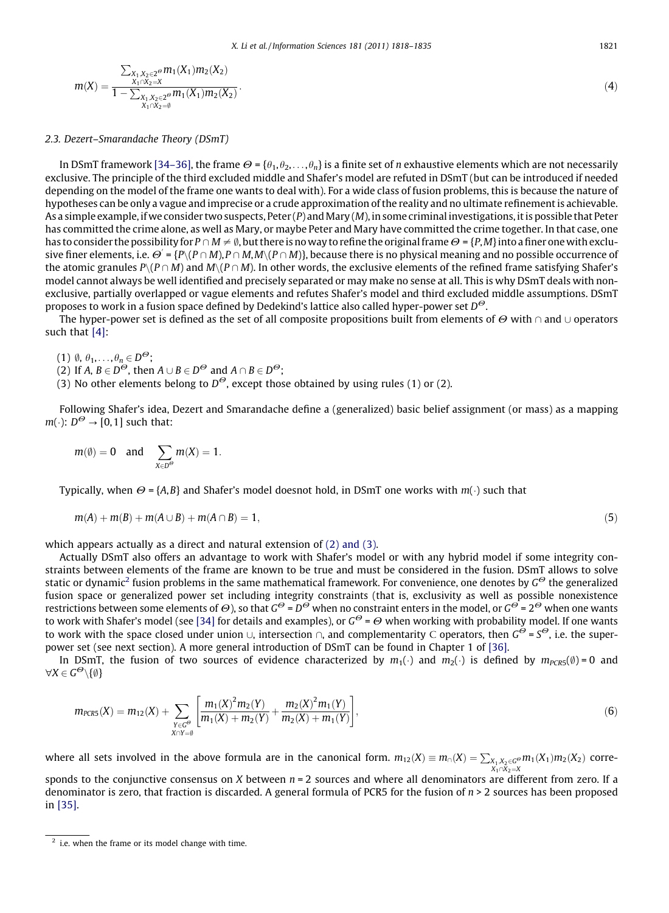$$m(X) = \frac{\sum_{\substack{X_1, X_2 \in 2^\Theta \\ X_1 \cap X_2 = X}} m_1(X_1) m_2(X_2)}{1 - \sum_{\substack{X_1, X_2 \in 2^\Theta \\ X_1 \cap X_2 = \emptyset}} m_1(X_1) m_2(X_2)}. \tag{4}$$

### 2.3. Dezert–Smarandache Theory (DSmT)

In DSmT framework [34–36], the frame $\Theta = \{\theta_1, \theta_2, \ldots, \theta_n\}$ is a finite set of $n$ exhaustive elements which are not necessarily exclusive. The principle of the third excluded middle and Shafer's model are refuted in DSmT (but can be introduced if needed depending on the model of the frame one wants to deal with). For a wide class of fusion problems, this is because the nature of hypotheses can be only a vague and imprecise or a crude approximation of the reality and no ultimate refinement is achievable. As a simple example, if we consider two suspects, Peter ($P$) and Mary ($M$), in some criminal investigations, it is possible that Peter has committed the crime alone, as well as Mary, or maybe Peter and Mary have committed the crime together. In that case, one has to consider the possibility for $P \cap M \neq \emptyset$, but there is no way to refine the original frame $\Theta = \{P, M\}$ into a finer one with exclusive finer elements, i.e. $\Theta' = \{P \backslash (P \cap M), P \cap M, M \backslash (P \cap M)\}$, because there is no physical meaning and no possible occurrence of the atomic granules $P \backslash (P \cap M)$ and $M \backslash (P \cap M)$. In other words, the exclusive elements of the refined frame satisfying Shafer's model cannot always be well identified and precisely separated or may make no sense at all. This is why DSmT deals with non-exclusive, partially overlapped or vague elements and refutes Shafer's model and third excluded middle assumptions. DSmT proposes to work in a fusion space defined by Dedekind's lattice also called hyper-power set $D^\Theta$.

The hyper-power set is defined as the set of all composite propositions built from elements of $\Theta$ with $\cap$ and $\cup$ operators such that [4]:

(1) $\emptyset, \theta_1, \ldots, \theta_n \in D^\Theta$;
(2) If $A, B \in D^\Theta$, then $A \cup B \in D^\Theta$ and $A \cap B \in D^\Theta$;
(3) No other elements belong to $D^\Theta$, except those obtained by using rules (1) or (2).

Following Shafer's idea, Dezert and Smarandache define a (generalized) basic belief assignment (or mass) as a mapping $m(\cdot)$: $D^\Theta \to [0,1]$ such that:

$$m(\emptyset) = 0 \quad \text{and} \quad \sum_{X \in D^\Theta} m(X) = 1.$$

Typically, when $\Theta = \{A, B\}$ and Shafer's model doesnot hold, in DSmT one works with $m(\cdot)$ such that

$$m(A) + m(B) + m(A \cup B) + m(A \cap B) = 1, \tag{5}$$

which appears actually as a direct and natural extension of (2) and (3).

Actually DSmT also offers an advantage to work with Shafer's model or with any hybrid model if some integrity constraints between elements of the frame are known to be true and must be considered in the fusion. DSmT allows to solve static or dynamic[2] fusion problems in the same mathematical framework. For convenience, one denotes by $G^\Theta$ the generalized fusion space or generalized power set including integrity constraints (that is, exclusivity as well as possible nonexistence restrictions between some elements of $\Theta$), so that $G^\Theta = D^\Theta$ when no constraint enters in the model, or $G^\Theta = 2^\Theta$ when one wants to work with Shafer's model (see [34] for details and examples), or $G^\Theta = \Theta$ when working with probability model. If one wants to work with the space closed under union $\cup$, intersection $\cap$, and complementarity $\complement$ operators, then $G^\Theta = S^\Theta$, i.e. the super-power set (see next section). A more general introduction of DSmT can be found in Chapter 1 of [36].

In DSmT, the fusion of two sources of evidence characterized by $m_1(\cdot)$ and $m_2(\cdot)$ is defined by $m_{PCR5}(\emptyset) = 0$ and $\forall X \in G^\Theta \backslash \{\emptyset\}$

$$m_{PCR5}(X) = m_{12}(X) + \sum_{\substack{Y \in G^\Theta \\ X \cap Y = \emptyset}} \left[ \frac{m_1(X)^2 m_2(Y)}{m_1(X) + m_2(Y)} + \frac{m_2(X)^2 m_1(Y)}{m_2(X) + m_1(Y)} \right], \tag{6}$$

where all sets involved in the above formula are in the canonical form. $m_{12}(X) \equiv m_\cap(X) = \sum_{\substack{X_1, X_2 \in G^\Theta \\ X_1 \cap X_2 = X}} m_1(X_1) m_2(X_2)$ corresponds to the conjunctive consensus on $X$ between $n = 2$ sources and where all denominators are different from zero. If a denominator is zero, that fraction is discarded. A general formula of PCR5 for the fusion of $n > 2$ sources has been proposed in [35].

[2] i.e. when the frame or its model change with time.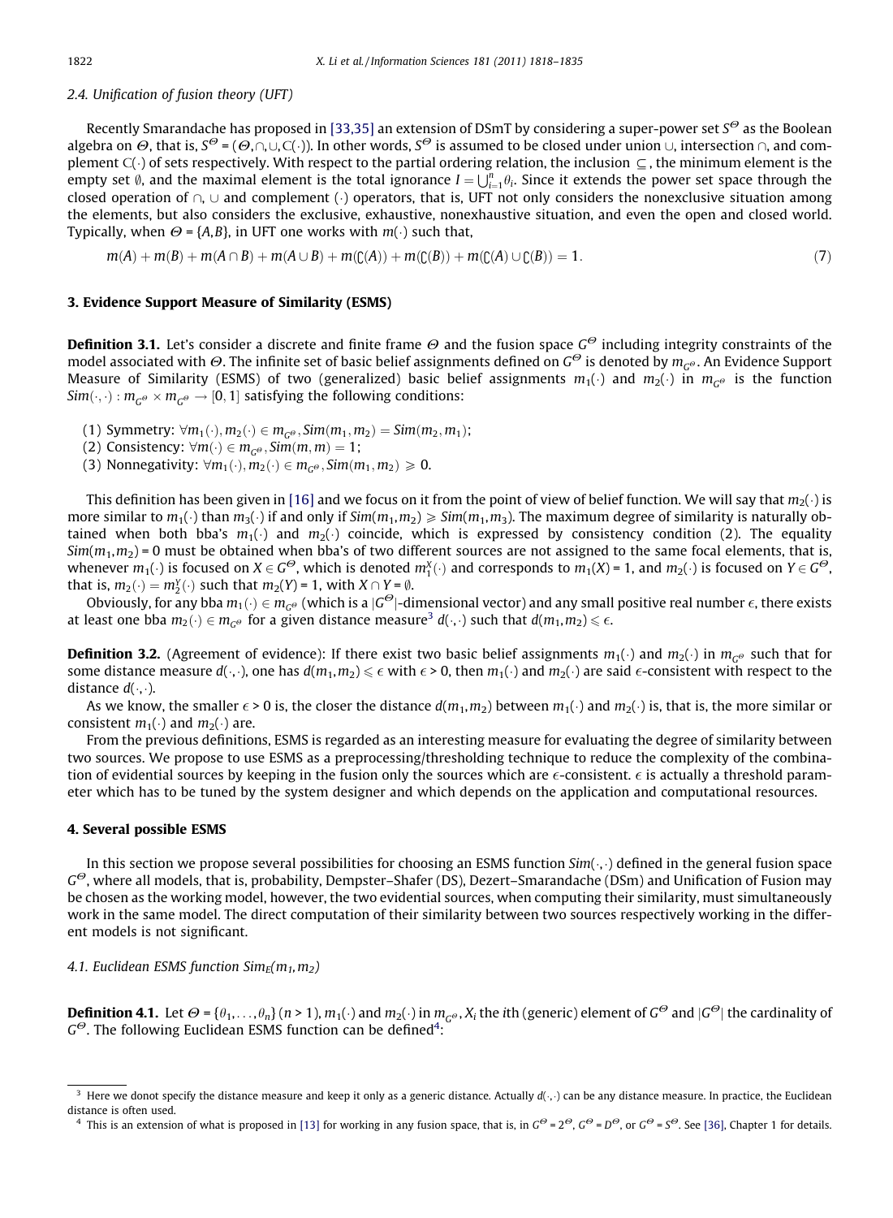### 2.4. Unification of fusion theory (UFT)

Recently Smarandache has proposed in [33,35] an extension of DSmT by considering a super-power set $S^{\Theta}$ as the Boolean algebra on $\Theta$, that is, $S^{\Theta} = (\Theta, \cap, \cup, \complement(\cdot))$. In other words, $S^{\Theta}$ is assumed to be closed under union $\cup$, intersection $\cap$, and complement $\complement(\cdot)$ of sets respectively. With respect to the partial ordering relation, the inclusion $\subseteq$, the minimum element is the empty set $\emptyset$, and the maximal element is the total ignorance $I = \bigcup_{i=1}^{n} \theta_i$. Since it extends the power set space through the closed operation of $\cap$, $\cup$ and complement $(\cdot)$ operators, that is, UFT not only considers the nonexclusive situation among the elements, but also considers the exclusive, exhaustive, nonexhaustive situation, and even the open and closed world. Typically, when $\Theta = \{A,B\}$, in UFT one works with $m(\cdot)$ such that,

$$m(A) + m(B) + m(A \cap B) + m(A \cup B) + m(\complement(A)) + m(\complement(B)) + m(\complement(A) \cup \complement(B)) = 1. \tag{7}$$

## 3. Evidence Support Measure of Similarity (ESMS)

**Definition 3.1.** Let's consider a discrete and finite frame $\Theta$ and the fusion space $G^{\Theta}$ including integrity constraints of the model associated with $\Theta$. The infinite set of basic belief assignments defined on $G^{\Theta}$ is denoted by $m_{G^{\Theta}}$. An Evidence Support Measure of Similarity (ESMS) of two (generalized) basic belief assignments $m_1(\cdot)$ and $m_2(\cdot)$ in $m_{G^{\Theta}}$ is the function $Sim(\cdot,\cdot) : m_{G^{\Theta}} \times m_{G^{\Theta}} \rightarrow [0,1]$ satisfying the following conditions:

(1) Symmetry: $\forall m_1(\cdot), m_2(\cdot) \in m_{G^{\Theta}}, Sim(m_1, m_2) = Sim(m_2, m_1)$;
(2) Consistency: $\forall m(\cdot) \in m_{G^{\Theta}}, Sim(m, m) = 1$;
(3) Nonnegativity: $\forall m_1(\cdot), m_2(\cdot) \in m_{G^{\Theta}}, Sim(m_1, m_2) \geqslant 0$.

This definition has been given in [16] and we focus on it from the point of view of belief function. We will say that $m_2(\cdot)$ is more similar to $m_1(\cdot)$ than $m_3(\cdot)$ if and only if $Sim(m_1, m_2) \geqslant Sim(m_1, m_3)$. The maximum degree of similarity is naturally obtained when both bba's $m_1(\cdot)$ and $m_2(\cdot)$ coincide, which is expressed by consistency condition (2). The equality $Sim(m_1, m_2) = 0$ must be obtained when bba's of two different sources are not assigned to the same focal elements, that is, whenever $m_1(\cdot)$ is focused on $X \in G^{\Theta}$, which is denoted $m_1^X(\cdot)$ and corresponds to $m_1(X) = 1$, and $m_2(\cdot)$ is focused on $Y \in G^{\Theta}$, that is, $m_2(\cdot) = m_2^Y(\cdot)$ such that $m_2(Y) = 1$, with $X \cap Y = \emptyset$.

Obviously, for any bba $m_1(\cdot) \in m_{G^{\Theta}}$ (which is a $|G^{\Theta}|$-dimensional vector) and any small positive real number $\epsilon$, there exists at least one bba $m_2(\cdot) \in m_{G^{\Theta}}$ for a given distance measure[3] $d(\cdot,\cdot)$ such that $d(m_1, m_2) \leqslant \epsilon$.

**Definition 3.2.** (Agreement of evidence): If there exist two basic belief assignments $m_1(\cdot)$ and $m_2(\cdot)$ in $m_{G^{\Theta}}$ such that for some distance measure $d(\cdot,\cdot)$, one has $d(m_1, m_2) \leqslant \epsilon$ with $\epsilon > 0$, then $m_1(\cdot)$ and $m_2(\cdot)$ are said $\epsilon$-consistent with respect to the distance $d(\cdot,\cdot)$.

As we know, the smaller $\epsilon > 0$ is, the closer the distance $d(m_1, m_2)$ between $m_1(\cdot)$ and $m_2(\cdot)$ is, that is, the more similar or consistent $m_1(\cdot)$ and $m_2(\cdot)$ are.

From the previous definitions, ESMS is regarded as an interesting measure for evaluating the degree of similarity between two sources. We propose to use ESMS as a preprocessing/thresholding technique to reduce the complexity of the combination of evidential sources by keeping in the fusion only the sources which are $\epsilon$-consistent. $\epsilon$ is actually a threshold parameter which has to be tuned by the system designer and which depends on the application and computational resources.

## 4. Several possible ESMS

In this section we propose several possibilities for choosing an ESMS function $Sim(\cdot,\cdot)$ defined in the general fusion space $G^{\Theta}$, where all models, that is, probability, Dempster–Shafer (DS), Dezert–Smarandache (DSm) and Unification of Fusion may be chosen as the working model, however, the two evidential sources, when computing their similarity, must simultaneously work in the same model. The direct computation of their similarity between two sources respectively working in the different models is not significant.

### 4.1. Euclidean ESMS function $Sim_E(m_1, m_2)$

**Definition 4.1.** Let $\Theta = \{\theta_1, \ldots, \theta_n\}$ $(n > 1)$, $m_1(\cdot)$ and $m_2(\cdot)$ in $m_{G^{\Theta}}$, $X_i$ the $i$th (generic) element of $G^{\Theta}$ and $|G^{\Theta}|$ the cardinality of $G^{\Theta}$. The following Euclidean ESMS function can be defined[4]:

---

[3] Here we donot specify the distance measure and keep it only as a generic distance. Actually $d(\cdot,\cdot)$ can be any distance measure. In practice, the Euclidean distance is often used.

[4] This is an extension of what is proposed in [13] for working in any fusion space, that is, in $G^{\Theta} = 2^{\Theta}$, $G^{\Theta} = D^{\Theta}$, or $G^{\Theta} = S^{\Theta}$. See [36], Chapter 1 for details.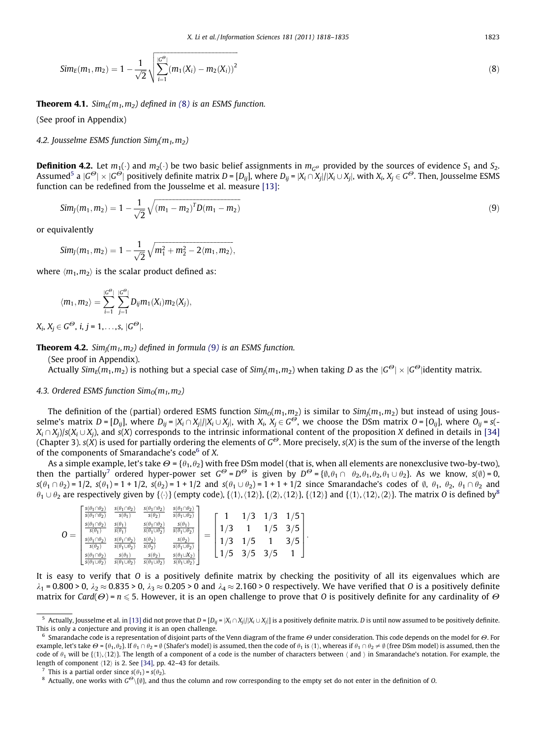$$Sim_E(m_1, m_2) = 1 - \frac{1}{\sqrt{2}} \sqrt{\sum_{i=1}^{|G^\Theta|} (m_1(X_i) - m_2(X_i))^2} \tag{8}$$

**Theorem 4.1.** *$Sim_E(m_1, m_2)$ defined in (8) is an ESMS function.*

(See proof in Appendix)

### 4.2. Jousselme ESMS function $Sim_J(m_1, m_2)$

**Definition 4.2.** Let $m_1(\cdot)$ and $m_2(\cdot)$ be two basic belief assignments in $m_{G^\Theta}$ provided by the sources of evidence $S_1$ and $S_2$. Assumed[5] a $|G^\Theta| \times |G^\Theta|$ positively definite matrix $D = [D_{ij}]$, where $D_{ij} = |X_i \cap X_j| / |X_i \cup X_j|$, with $X_i, X_j \in G^\Theta$. Then, Jousselme ESMS function can be redefined from the Jousselme et al. measure [13]:

$$Sim_J(m_1, m_2) = 1 - \frac{1}{\sqrt{2}} \sqrt{(m_1 - m_2)^T D (m_1 - m_2)} \tag{9}$$

or equivalently

$$Sim_J(m_1, m_2) = 1 - \frac{1}{\sqrt{2}} \sqrt{m_1^2 + m_2^2 - 2\langle m_1, m_2 \rangle},$$

where $\langle m_1, m_2 \rangle$ is the scalar product defined as:

$$\langle m_1, m_2 \rangle = \sum_{i=1}^{|G^\Theta|} \sum_{j=1}^{|G^\Theta|} D_{ij} m_1(X_i) m_2(X_j),$$

$X_i, X_j \in G^\Theta$, $i, j = 1, \ldots, s$, $|G^\Theta|$.

**Theorem 4.2.** *$Sim_J(m_1, m_2)$ defined in formula (9) is an ESMS function.*

(See proof in Appendix).

Actually $Sim_E(m_1, m_2)$ is nothing but a special case of $Sim_J(m_1, m_2)$ when taking $D$ as the $|G^\Theta| \times |G^\Theta|$identity matrix.

### 4.3. Ordered ESMS function $Sim_O(m_1, m_2)$

The definition of the (partial) ordered ESMS function $Sim_O(m_1, m_2)$ is similar to $Sim_J(m_1, m_2)$ but instead of using Jousselme's matrix $D = [D_{ij}]$, where $D_{ij} = |X_i \cap X_j| / |X_i \cup X_j|$, with $X_i, X_j \in G^\Theta$, we choose the DSm matrix $O = [O_{ij}]$, where $O_{ij} = s(X_i \cap X_j)/s(X_i \cup X_j)$, and $s(X)$ corresponds to the intrinsic informational content of the proposition $X$ defined in details in [34] (Chapter 3). $s(X)$ is used for partially ordering the elements of $G^\Theta$. More precisely, $s(X)$ is the sum of the inverse of the length of the components of Smarandache's code[6] of $X$.

As a simple example, let's take $\Theta = \{\theta_1, \theta_2\}$ with free DSm model (that is, when all elements are nonexclusive two-by-two), then the partially[7] ordered hyper-power set $G^\Theta = D^\Theta$ is given by $D^\Theta = \{\emptyset, \theta_1 \cap \theta_2, \theta_1, \theta_2, \theta_1 \cup \theta_2\}$. As we know, $s(\emptyset) = 0$, $s(\theta_1 \cap \theta_2) = 1/2$, $s(\theta_1) = 1 + 1/2$, $s(\theta_2) = 1 + 1/2$ and $s(\theta_1 \cup \theta_2) = 1 + 1 + 1/2$ since Smarandache's codes of $\emptyset$, $\theta_1$, $\theta_2$, $\theta_1 \cap \theta_2$ and $\theta_1 \cup \theta_2$ are respectively given by $\{\langle\cdot\rangle\}$ (empty code), $\{\langle 1\rangle, \langle 12\rangle\}$, $\{\langle 2\rangle, \langle 12\rangle\}$, $\{\langle 12\rangle\}$ and $\{\langle 1\rangle, \langle 12\rangle, \langle 2\rangle\}$. The matrix $O$ is defined by[8]

$$O = \begin{bmatrix} \frac{s(\theta_1\cap\theta_2)}{s(\theta_1\cap\theta_2)} & \frac{s(\theta_1\cap\theta_2)}{s(\theta_1)} & \frac{s(\theta_1\cap\theta_2)}{s(\theta_2)} & \frac{s(\theta_1\cap\theta_2)}{s(\theta_1\cup\theta_2)} \\ \frac{s(\theta_1\cap\theta_2)}{s(\theta_1)} & \frac{s(\theta_1)}{s(\theta_1)} & \frac{s(\theta_1\cap\theta_2)}{s(\theta_1\cup\theta_2)} & \frac{s(\theta_1)}{s(\theta_1\cup\theta_2)} \\ \frac{s(\theta_1\cap\theta_2)}{s(\theta_2)} & \frac{s(\theta_1\cap\theta_2)}{s(\theta_1\cup\theta_2)} & \frac{s(\theta_2)}{s(\theta_2)} & \frac{s(\theta_2)}{s(\theta_1\cup\theta_2)} \\ \frac{s(\theta_1\cap\theta_2)}{s(\theta_1\cup\theta_2)} & \frac{s(\theta_1)}{s(\theta_1\cup\theta_2)} & \frac{s(\theta_2)}{s(\theta_1\cup\theta_2)} & \frac{s(\theta_1\cup X_2)}{s(\theta_1\cup\theta_2)} \end{bmatrix} = \begin{bmatrix} 1 & 1/3 & 1/3 & 1/5 \\ 1/3 & 1 & 1/5 & 3/5 \\ 1/3 & 1/5 & 1 & 3/5 \\ 1/5 & 3/5 & 3/5 & 1 \end{bmatrix}.$$

It is easy to verify that $O$ is a positively definite matrix by checking the positivity of all its eigenvalues which are $\lambda_1 = 0.800 > 0$, $\lambda_2 \approx 0.835 > 0$, $\lambda_3 \approx 0.205 > 0$ and $\lambda_4 \approx 2.160 > 0$ respectively. We have verified that $O$ is a positively definite matrix for $Card(\Theta) = n \leqslant 5$. However, it is an open challenge to prove that $O$ is positively definite for any cardinality of $\Theta$

---

[5] Actually, Jousselme et al. in [13] did not prove that $D = [D_{ij} = |X_i \cap X_j| / |X_i \cup X_j|]$ is a positively definite matrix. $D$ is until now assumed to be positively definite. This is only a conjecture and proving it is an open challenge.

[6] Smarandache code is a representation of disjoint parts of the Venn diagram of the frame $\Theta$ under consideration. This code depends on the model for $\Theta$. For example, let's take $\Theta = \{\theta_1, \theta_2\}$. If $\theta_1 \cap \theta_2 = \emptyset$ (Shafer's model) is assumed, then the code of $\theta_1$ is $\langle 1\rangle$, whereas if $\theta_1 \cap \theta_2 \neq \emptyset$ (free DSm model) is assumed, then the code of $\theta_1$ will be $\{\langle 1\rangle, \langle 12\rangle\}$. The length of a component of a code is the number of characters between $\langle$ and $\rangle$ in Smarandache's notation. For example, the length of component $\langle 12\rangle$ is 2. See [34], pp. 42–43 for details.

[7] This is a partial order since $s(\theta_1) = s(\theta_2)$.

[8] Actually, one works with $G^\Theta \backslash \{\emptyset\}$, and thus the column and row corresponding to the empty set do not enter in the definition of $O$.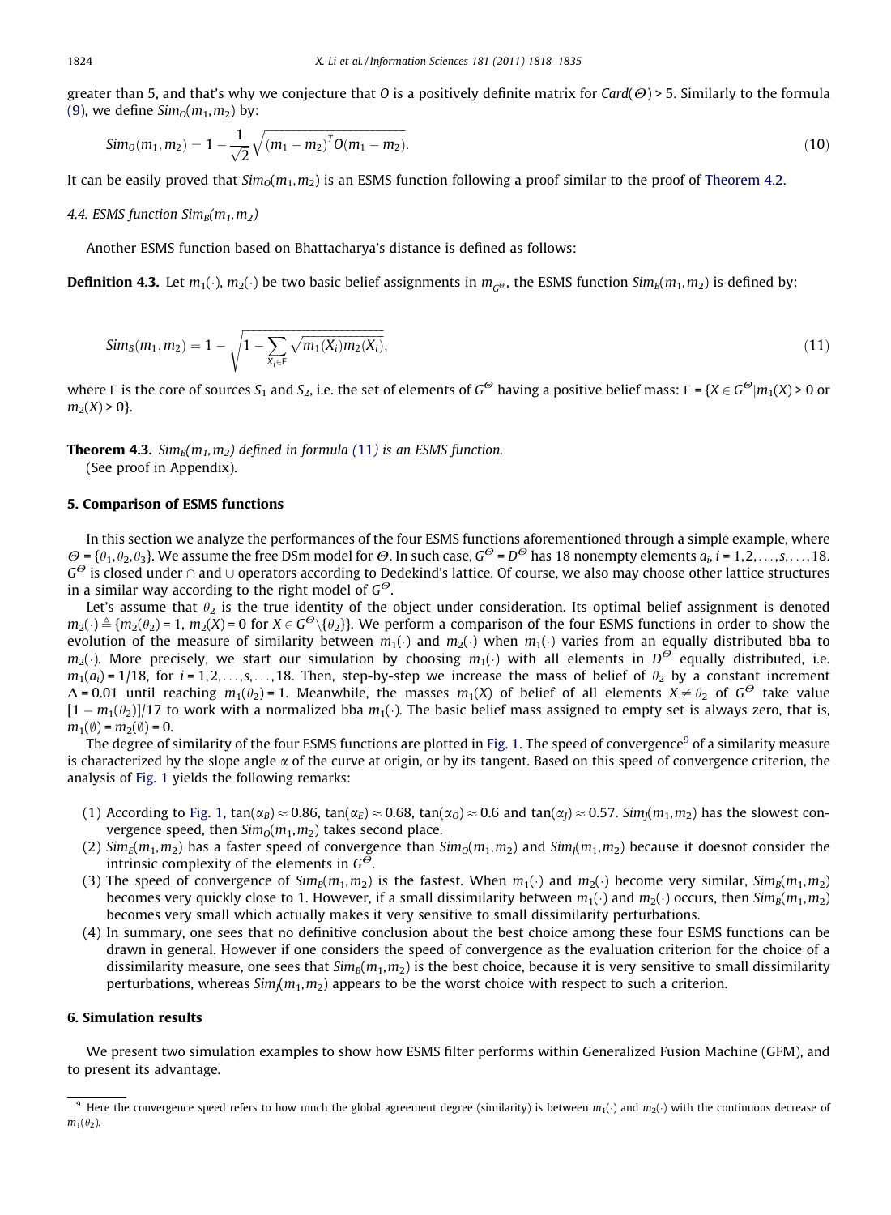greater than 5, and that's why we conjecture that $O$ is a positively definite matrix for $Card(\Theta) > 5$. Similarly to the formula (9), we define $Sim_O(m_1, m_2)$ by:

$$Sim_O(m_1, m_2) = 1 - \frac{1}{\sqrt{2}}\sqrt{(m_1 - m_2)^T O (m_1 - m_2)}. \tag{10}$$

It can be easily proved that $Sim_O(m_1, m_2)$ is an ESMS function following a proof similar to the proof of Theorem 4.2.

### 4.4. ESMS function $Sim_B(m_1, m_2)$

Another ESMS function based on Bhattacharya's distance is defined as follows:

**Definition 4.3.** Let $m_1(\cdot)$, $m_2(\cdot)$ be two basic belief assignments in $m_{G^\Theta}$, the ESMS function $Sim_B(m_1, m_2)$ is defined by:

$$Sim_B(m_1, m_2) = 1 - \sqrt{1 - \sum_{X_i \in \mathsf{F}} \sqrt{m_1(X_i) m_2(X_i)}}, \tag{11}$$

where $\mathsf{F}$ is the core of sources $S_1$ and $S_2$, i.e. the set of elements of $G^\Theta$ having a positive belief mass: $\mathsf{F} = \{X \in G^\Theta | m_1(X) > 0 \text{ or } m_2(X) > 0\}$.

**Theorem 4.3.** *$Sim_B(m_1, m_2)$ defined in formula (11) is an ESMS function.*
(See proof in Appendix).

## 5. Comparison of ESMS functions

In this section we analyze the performances of the four ESMS functions aforementioned through a simple example, where $\Theta = \{\theta_1, \theta_2, \theta_3\}$. We assume the free DSm model for $\Theta$. In such case, $G^\Theta = D^\Theta$ has 18 nonempty elements $a_i$, $i = 1, 2, \ldots, s, \ldots, 18$. $G^\Theta$ is closed under $\cap$ and $\cup$ operators according to Dedekind's lattice. Of course, we also may choose other lattice structures in a similar way according to the right model of $G^\Theta$.

Let's assume that $\theta_2$ is the true identity of the object under consideration. Its optimal belief assignment is denoted $m_2(\cdot) \triangleq \{m_2(\theta_2) = 1,\ m_2(X) = 0 \text{ for } X \in G^\Theta \backslash \{\theta_2\}\}$. We perform a comparison of the four ESMS functions in order to show the evolution of the measure of similarity between $m_1(\cdot)$ and $m_2(\cdot)$ when $m_1(\cdot)$ varies from an equally distributed bba to $m_2(\cdot)$. More precisely, we start our simulation by choosing $m_1(\cdot)$ with all elements in $D^\Theta$ equally distributed, i.e. $m_1(a_i) = 1/18$, for $i = 1, 2, \ldots, s, \ldots, 18$. Then, step-by-step we increase the mass of belief of $\theta_2$ by a constant increment $\Delta = 0.01$ until reaching $m_1(\theta_2) = 1$. Meanwhile, the masses $m_1(X)$ of belief of all elements $X \neq \theta_2$ of $G^\Theta$ take value $[1 - m_1(\theta_2)]/17$ to work with a normalized bba $m_1(\cdot)$. The basic belief mass assigned to empty set is always zero, that is, $m_1(\emptyset) = m_2(\emptyset) = 0$.

The degree of similarity of the four ESMS functions are plotted in Fig. 1. The speed of convergence[9] of a similarity measure is characterized by the slope angle $\alpha$ of the curve at origin, or by its tangent. Based on this speed of convergence criterion, the analysis of Fig. 1 yields the following remarks:

1. According to Fig. 1, $\tan(\alpha_B) \approx 0.86$, $\tan(\alpha_E) \approx 0.68$, $\tan(\alpha_O) \approx 0.6$ and $\tan(\alpha_J) \approx 0.57$. $Sim_J(m_1, m_2)$ has the slowest convergence speed, then $Sim_O(m_1, m_2)$ takes second place.
2. $Sim_E(m_1, m_2)$ has a faster speed of convergence than $Sim_O(m_1, m_2)$ and $Sim_J(m_1, m_2)$ because it doesnot consider the intrinsic complexity of the elements in $G^\Theta$.
3. The speed of convergence of $Sim_B(m_1, m_2)$ is the fastest. When $m_1(\cdot)$ and $m_2(\cdot)$ become very similar, $Sim_B(m_1, m_2)$ becomes very quickly close to 1. However, if a small dissimilarity between $m_1(\cdot)$ and $m_2(\cdot)$ occurs, then $Sim_B(m_1, m_2)$ becomes very small which actually makes it very sensitive to small dissimilarity perturbations.
4. In summary, one sees that no definitive conclusion about the best choice among these four ESMS functions can be drawn in general. However if one considers the speed of convergence as the evaluation criterion for the choice of a dissimilarity measure, one sees that $Sim_B(m_1, m_2)$ is the best choice, because it is very sensitive to small dissimilarity perturbations, whereas $Sim_J(m_1, m_2)$ appears to be the worst choice with respect to such a criterion.

## 6. Simulation results

We present two simulation examples to show how ESMS filter performs within Generalized Fusion Machine (GFM), and to present its advantage.

---

[9] Here the convergence speed refers to how much the global agreement degree (similarity) is between $m_1(\cdot)$ and $m_2(\cdot)$ with the continuous decrease of $m_1(\theta_2)$.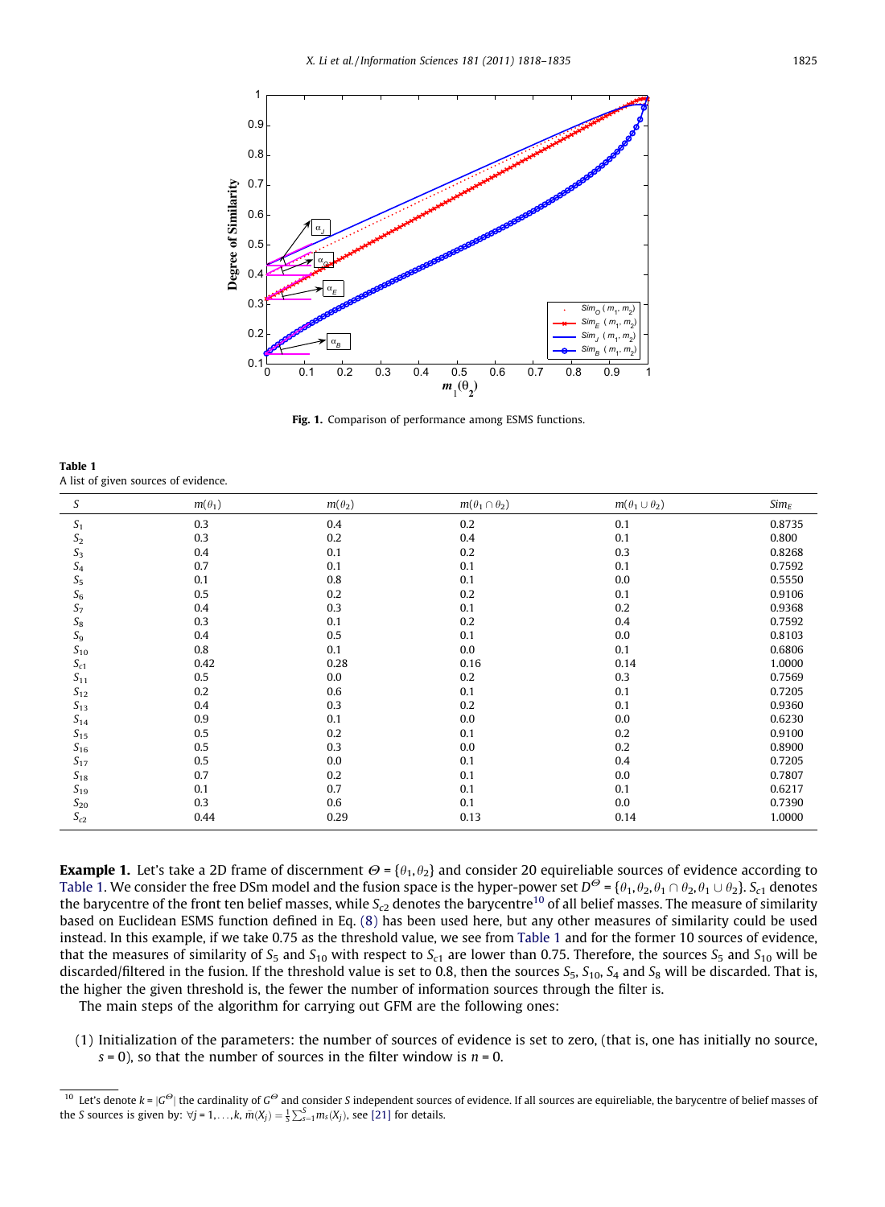Fig. 1. Comparison of performance among ESMS functions.

Table 1
A list of given sources of evidence.

| $S$ | $m(\theta_1)$ | $m(\theta_2)$ | $m(\theta_1 \cap \theta_2)$ | $m(\theta_1 \cup \theta_2)$ | $Sim_E$ |
|---|---|---|---|---|---|
| $S_1$ | 0.3 | 0.4 | 0.2 | 0.1 | 0.8735 |
| $S_2$ | 0.3 | 0.2 | 0.4 | 0.1 | 0.800 |
| $S_3$ | 0.4 | 0.1 | 0.2 | 0.3 | 0.8268 |
| $S_4$ | 0.7 | 0.1 | 0.1 | 0.1 | 0.7592 |
| $S_5$ | 0.1 | 0.8 | 0.1 | 0.0 | 0.5550 |
| $S_6$ | 0.5 | 0.2 | 0.2 | 0.1 | 0.9106 |
| $S_7$ | 0.4 | 0.3 | 0.1 | 0.2 | 0.9368 |
| $S_8$ | 0.3 | 0.1 | 0.2 | 0.4 | 0.7592 |
| $S_9$ | 0.4 | 0.5 | 0.1 | 0.0 | 0.8103 |
| $S_{10}$ | 0.8 | 0.1 | 0.0 | 0.1 | 0.6806 |
| $S_{c1}$ | 0.42 | 0.28 | 0.16 | 0.14 | 1.0000 |
| $S_{11}$ | 0.5 | 0.0 | 0.2 | 0.3 | 0.7569 |
| $S_{12}$ | 0.2 | 0.6 | 0.1 | 0.1 | 0.7205 |
| $S_{13}$ | 0.4 | 0.3 | 0.2 | 0.1 | 0.9360 |
| $S_{14}$ | 0.9 | 0.1 | 0.0 | 0.0 | 0.6230 |
| $S_{15}$ | 0.5 | 0.2 | 0.1 | 0.2 | 0.9100 |
| $S_{16}$ | 0.5 | 0.3 | 0.0 | 0.2 | 0.8900 |
| $S_{17}$ | 0.5 | 0.0 | 0.1 | 0.4 | 0.7205 |
| $S_{18}$ | 0.7 | 0.2 | 0.1 | 0.0 | 0.7807 |
| $S_{19}$ | 0.1 | 0.7 | 0.1 | 0.1 | 0.6217 |
| $S_{20}$ | 0.3 | 0.6 | 0.1 | 0.0 | 0.7390 |
| $S_{c2}$ | 0.44 | 0.29 | 0.13 | 0.14 | 1.0000 |

**Example 1.** Let's take a 2D frame of discernment $\Theta = \{\theta_1, \theta_2\}$ and consider 20 equireliable sources of evidence according to Table 1. We consider the free DSm model and the fusion space is the hyper-power set $D^{\Theta} = \{\theta_1, \theta_2, \theta_1 \cap \theta_2, \theta_1 \cup \theta_2\}$. $S_{c1}$ denotes the barycentre of the front ten belief masses, while $S_{c2}$ denotes the barycentre[10] of all belief masses. The measure of similarity based on Euclidean ESMS function defined in Eq. (8) has been used here, but any other measures of similarity could be used instead. In this example, if we take 0.75 as the threshold value, we see from Table 1 and for the former 10 sources of evidence, that the measures of similarity of $S_5$ and $S_{10}$ with respect to $S_{c1}$ are lower than 0.75. Therefore, the sources $S_5$ and $S_{10}$ will be discarded/filtered in the fusion. If the threshold value is set to 0.8, then the sources $S_5$, $S_{10}$, $S_4$ and $S_8$ will be discarded. That is, the higher the given threshold is, the fewer the number of information sources through the filter is.

The main steps of the algorithm for carrying out GFM are the following ones:

(1) Initialization of the parameters: the number of sources of evidence is set to zero, (that is, one has initially no source, $s = 0$), so that the number of sources in the filter window is $n = 0$.

[10] Let's denote $k = |G^{\Theta}|$ the cardinality of $G^{\Theta}$ and consider $S$ independent sources of evidence. If all sources are equireliable, the barycentre of belief masses of the $S$ sources is given by: $\forall j = 1, \ldots, k$, $\bar{m}(X_j) = \frac{1}{S}\sum_{s=1}^{S} m_s(X_j)$, see [21] for details.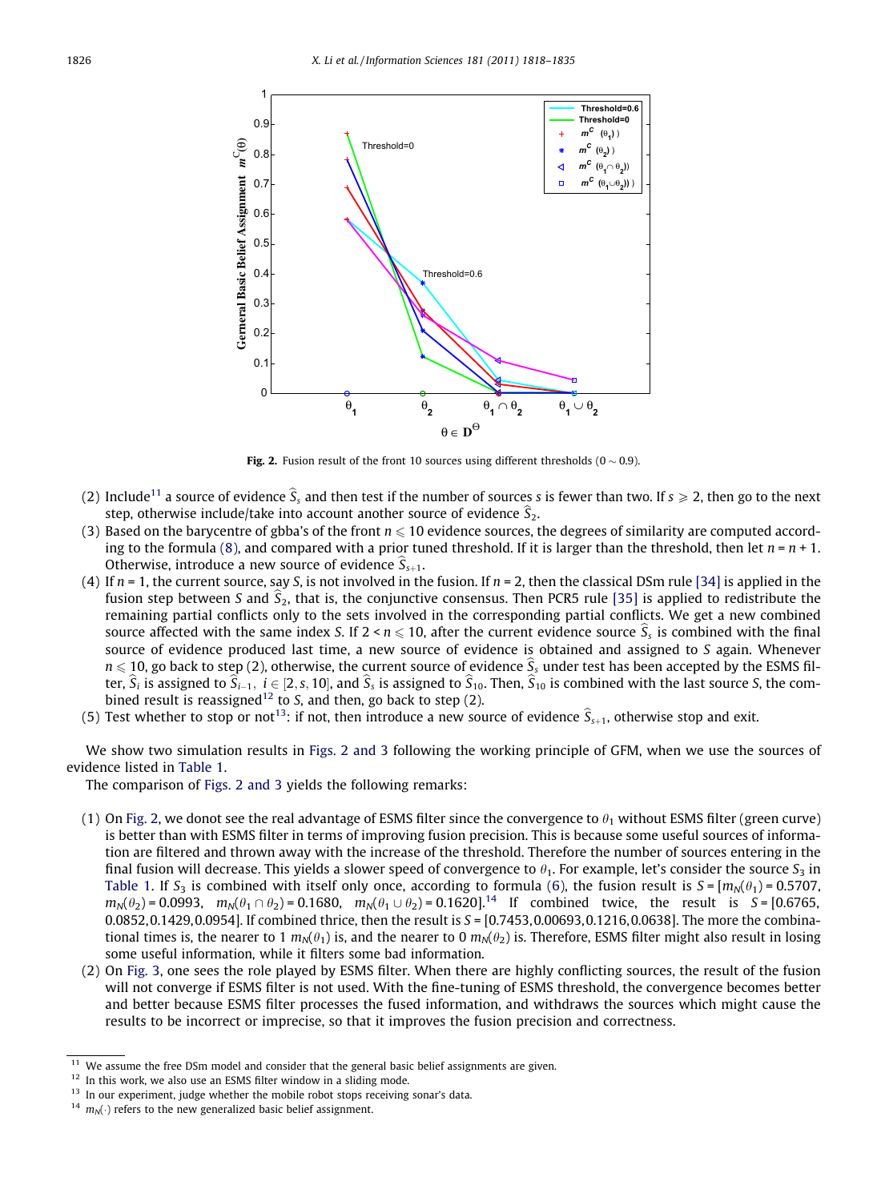Fig. 2. Fusion result of the front 10 sources using different thresholds ($0 \sim 0.9$).

(2) Include[11] a source of evidence $\widehat{S}_s$ and then test if the number of sources $s$ is fewer than two. If $s \geqslant 2$, then go to the next step, otherwise include/take into account another source of evidence $\widehat{S}_2$.

(3) Based on the barycentre of gbba's of the front $n \leqslant 10$ evidence sources, the degrees of similarity are computed according to the formula (8), and compared with a prior tuned threshold. If it is larger than the threshold, then let $n = n + 1$. Otherwise, introduce a new source of evidence $\widehat{S}_{s+1}$.

(4) If $n = 1$, the current source, say $S$, is not involved in the fusion. If $n = 2$, then the classical DSm rule [34] is applied in the fusion step between $S$ and $\widehat{S}_2$, that is, the conjunctive consensus. Then PCR5 rule [35] is applied to redistribute the remaining partial conflicts only to the sets involved in the corresponding partial conflicts. We get a new combined source affected with the same index $S$. If $2 < n \leqslant 10$, after the current evidence source $\widehat{S}_s$ is combined with the final source of evidence produced last time, a new source of evidence is obtained and assigned to $S$ again. Whenever $n \leqslant 10$, go back to step (2), otherwise, the current source of evidence $\widehat{S}_s$ under test has been accepted by the ESMS filter, $\widehat{S}_i$ is assigned to $\widehat{S}_{i-1}$, $i \in [2, s, 10]$, and $\widehat{S}_s$ is assigned to $\widehat{S}_{10}$. Then, $\widehat{S}_{10}$ is combined with the last source $S$, the combined result is reassigned[12] to $S$, and then, go back to step (2).

(5) Test whether to stop or not[13]: if not, then introduce a new source of evidence $\widehat{S}_{s+1}$, otherwise stop and exit.

We show two simulation results in Figs. 2 and 3 following the working principle of GFM, when we use the sources of evidence listed in Table 1.

The comparison of Figs. 2 and 3 yields the following remarks:

(1) On Fig. 2, we donot see the real advantage of ESMS filter since the convergence to $\theta_1$ without ESMS filter (green curve) is better than with ESMS filter in terms of improving fusion precision. This is because some useful sources of information are filtered and thrown away with the increase of the threshold. Therefore the number of sources entering in the final fusion will decrease. This yields a slower speed of convergence to $\theta_1$. For example, let's consider the source $S_3$ in Table 1. If $S_3$ is combined with itself only once, according to formula (6), the fusion result is $S = [m_N(\theta_1) = 0.5707$, $m_N(\theta_2) = 0.0993$, $m_N(\theta_1 \cap \theta_2) = 0.1680$, $m_N(\theta_1 \cup \theta_2) = 0.1620]$.[14] If combined twice, the result is $S =$ [0.6765, 0.0852, 0.1429, 0.0954]. If combined thrice, then the result is $S =$ [0.7453, 0.00693, 0.1216, 0.0638]. The more the combinational times is, the nearer to 1 $m_N(\theta_1)$ is, and the nearer to 0 $m_N(\theta_2)$ is. Therefore, ESMS filter might also result in losing some useful information, while it filters some bad information.

(2) On Fig. 3, one sees the role played by ESMS filter. When there are highly conflicting sources, the result of the fusion will not converge if ESMS filter is not used. With the fine-tuning of ESMS threshold, the convergence becomes better and better because ESMS filter processes the fused information, and withdraws the sources which might cause the results to be incorrect or imprecise, so that it improves the fusion precision and correctness.

---

[11] We assume the free DSm model and consider that the general basic belief assignments are given.

[12] In this work, we also use an ESMS filter window in a sliding mode.

[13] In our experiment, judge whether the mobile robot stops receiving sonar's data.

[14] $m_N(\cdot)$ refers to the new generalized basic belief assignment.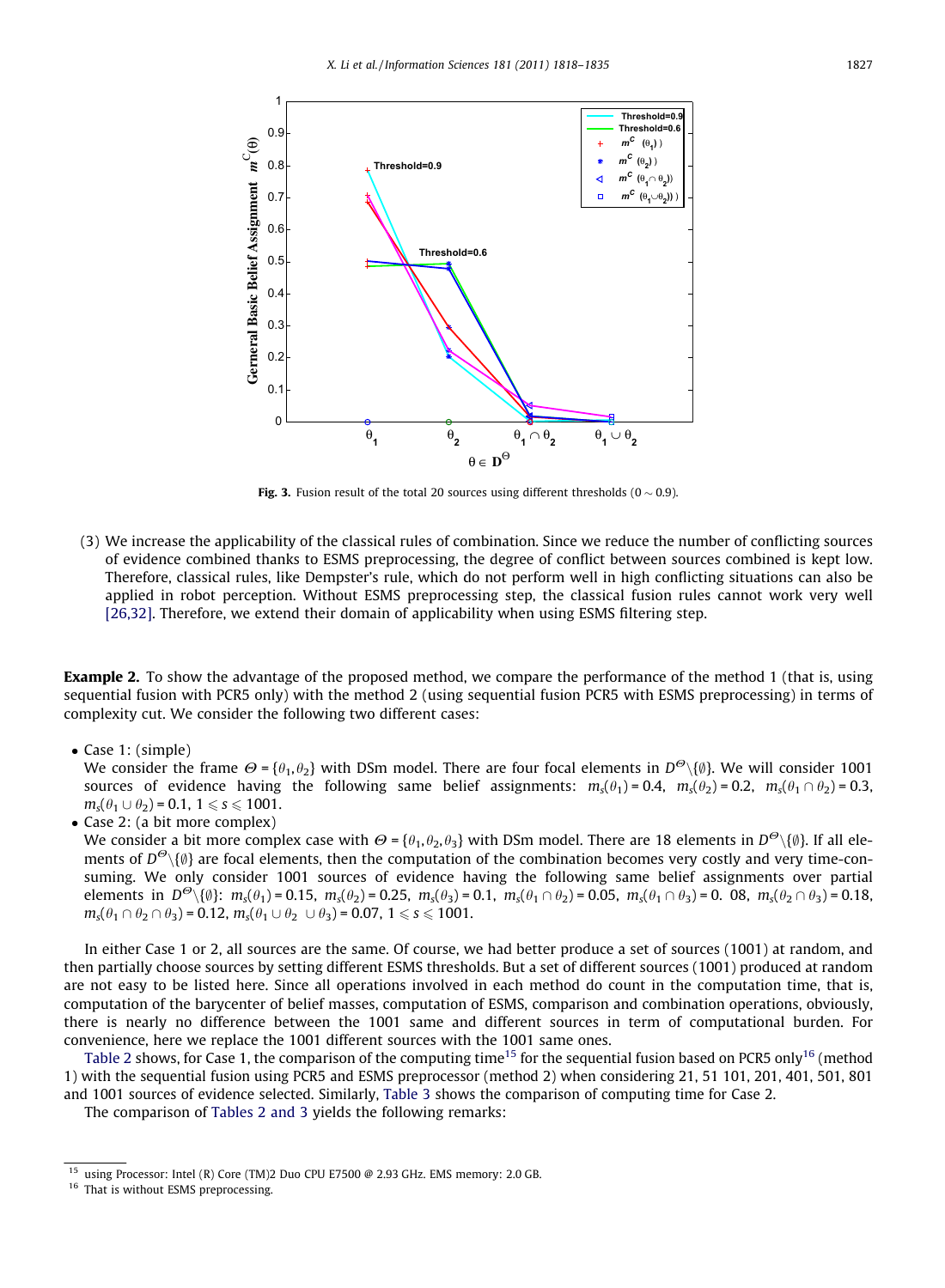Fig. 3. Fusion result of the total 20 sources using different thresholds ($0 \sim 0.9$).

(3) We increase the applicability of the classical rules of combination. Since we reduce the number of conflicting sources of evidence combined thanks to ESMS preprocessing, the degree of conflict between sources combined is kept low. Therefore, classical rules, like Dempster's rule, which do not perform well in high conflicting situations can also be applied in robot perception. Without ESMS preprocessing step, the classical fusion rules cannot work very well [26,32]. Therefore, we extend their domain of applicability when using ESMS filtering step.

**Example 2.** To show the advantage of the proposed method, we compare the performance of the method 1 (that is, using sequential fusion with PCR5 only) with the method 2 (using sequential fusion PCR5 with ESMS preprocessing) in terms of complexity cut. We consider the following two different cases:

- Case 1: (simple)
  We consider the frame $\Theta = \{\theta_1, \theta_2\}$ with DSm model. There are four focal elements in $D^{\Theta} \setminus \{\emptyset\}$. We will consider 1001 sources of evidence having the following same belief assignments: $m_s(\theta_1) = 0.4$, $m_s(\theta_2) = 0.2$, $m_s(\theta_1 \cap \theta_2) = 0.3$, $m_s(\theta_1 \cup \theta_2) = 0.1$, $1 \leqslant s \leqslant 1001$.
- Case 2: (a bit more complex)
  We consider a bit more complex case with $\Theta = \{\theta_1, \theta_2, \theta_3\}$ with DSm model. There are 18 elements in $D^{\Theta} \setminus \{\emptyset\}$. If all elements of $D^{\Theta} \setminus \{\emptyset\}$ are focal elements, then the computation of the combination becomes very costly and very time-consuming. We only consider 1001 sources of evidence having the following same belief assignments over partial elements in $D^{\Theta} \setminus \{\emptyset\}$: $m_s(\theta_1) = 0.15$, $m_s(\theta_2) = 0.25$, $m_s(\theta_3) = 0.1$, $m_s(\theta_1 \cap \theta_2) = 0.05$, $m_s(\theta_1 \cap \theta_3) = 0.08$, $m_s(\theta_2 \cap \theta_3) = 0.18$, $m_s(\theta_1 \cap \theta_2 \cap \theta_3) = 0.12$, $m_s(\theta_1 \cup \theta_2 \cup \theta_3) = 0.07$, $1 \leqslant s \leqslant 1001$.

In either Case 1 or 2, all sources are the same. Of course, we had better produce a set of sources (1001) at random, and then partially choose sources by setting different ESMS thresholds. But a set of different sources (1001) produced at random are not easy to be listed here. Since all operations involved in each method do count in the computation time, that is, computation of the barycenter of belief masses, computation of ESMS, comparison and combination operations, obviously, there is nearly no difference between the 1001 same and different sources in term of computational burden. For convenience, here we replace the 1001 different sources with the 1001 same ones.

Table 2 shows, for Case 1, the comparison of the computing time[15] for the sequential fusion based on PCR5 only[16] (method 1) with the sequential fusion using PCR5 and ESMS preprocessor (method 2) when considering 21, 51 101, 201, 401, 501, 801 and 1001 sources of evidence selected. Similarly, Table 3 shows the comparison of computing time for Case 2.

The comparison of Tables 2 and 3 yields the following remarks:

[15] using Processor: Intel (R) Core (TM)2 Duo CPU E7500 @ 2.93 GHz. EMS memory: 2.0 GB.

[16] That is without ESMS preprocessing.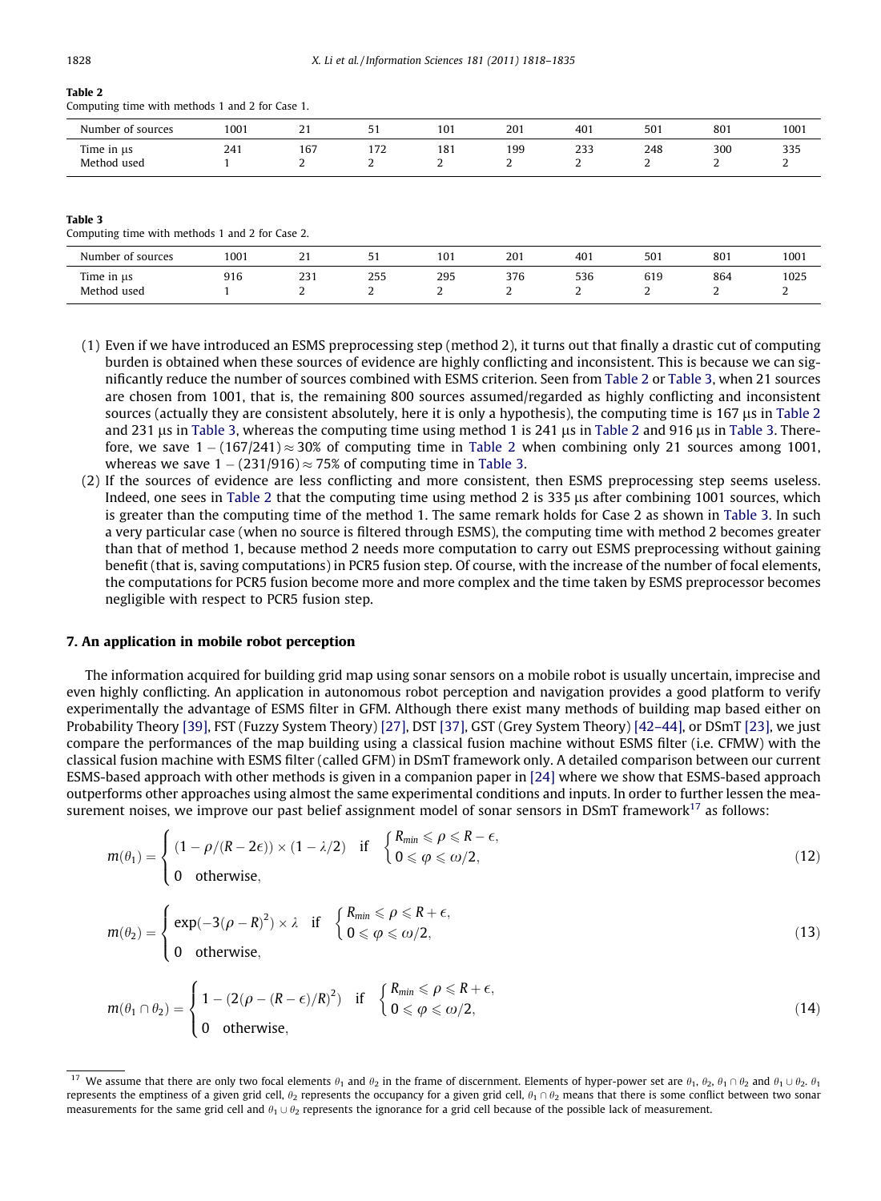**Table 2**
Computing time with methods 1 and 2 for Case 1.

| Number of sources | 1001 | 21 | 51 | 101 | 201 | 401 | 501 | 801 | 1001 |
|---|---|---|---|---|---|---|---|---|---|
| Time in μs | 241 | 167 | 172 | 181 | 199 | 233 | 248 | 300 | 335 |
| Method used | 1 | 2 | 2 | 2 | 2 | 2 | 2 | 2 | 2 |

**Table 3**
Computing time with methods 1 and 2 for Case 2.

| Number of sources | 1001 | 21 | 51 | 101 | 201 | 401 | 501 | 801 | 1001 |
|---|---|---|---|---|---|---|---|---|---|
| Time in μs | 916 | 231 | 255 | 295 | 376 | 536 | 619 | 864 | 1025 |
| Method used | 1 | 2 | 2 | 2 | 2 | 2 | 2 | 2 | 2 |

(1) Even if we have introduced an ESMS preprocessing step (method 2), it turns out that finally a drastic cut of computing burden is obtained when these sources of evidence are highly conflicting and inconsistent. This is because we can significantly reduce the number of sources combined with ESMS criterion. Seen from Table 2 or Table 3, when 21 sources are chosen from 1001, that is, the remaining 800 sources assumed/regarded as highly conflicting and inconsistent sources (actually they are consistent absolutely, here it is only a hypothesis), the computing time is 167 μs in Table 2 and 231 μs in Table 3, whereas the computing time using method 1 is 241 μs in Table 2 and 916 μs in Table 3. Therefore, we save $1 - (167/241) \approx 30\%$ of computing time in Table 2 when combining only 21 sources among 1001, whereas we save $1 - (231/916) \approx 75\%$ of computing time in Table 3.

(2) If the sources of evidence are less conflicting and more consistent, then ESMS preprocessing step seems useless. Indeed, one sees in Table 2 that the computing time using method 2 is 335 μs after combining 1001 sources, which is greater than the computing time of the method 1. The same remark holds for Case 2 as shown in Table 3. In such a very particular case (when no source is filtered through ESMS), the computing time with method 2 becomes greater than that of method 1, because method 2 needs more computation to carry out ESMS preprocessing without gaining benefit (that is, saving computations) in PCR5 fusion step. Of course, with the increase of the number of focal elements, the computations for PCR5 fusion become more and more complex and the time taken by ESMS preprocessor becomes negligible with respect to PCR5 fusion step.

## 7. An application in mobile robot perception

The information acquired for building grid map using sonar sensors on a mobile robot is usually uncertain, imprecise and even highly conflicting. An application in autonomous robot perception and navigation provides a good platform to verify experimentally the advantage of ESMS filter in GFM. Although there exist many methods of building map based either on Probability Theory [39], FST (Fuzzy System Theory) [27], DST [37], GST (Grey System Theory) [42–44], or DSmT [23], we just compare the performances of the map building using a classical fusion machine without ESMS filter (i.e. CFMW) with the classical fusion machine with ESMS filter (called GFM) in DSmT framework only. A detailed comparison between our current ESMS-based approach with other methods is given in a companion paper in [24] where we show that ESMS-based approach outperforms other approaches using almost the same experimental conditions and inputs. In order to further lessen the measurement noises, we improve our past belief assignment model of sonar sensors in DSmT framework[17] as follows:

$$m(\theta_1) = \begin{cases} (1 - \rho/(R - 2\epsilon)) \times (1 - \lambda/2) & \text{if} \quad \begin{cases} R_{min} \leqslant \rho \leqslant R - \epsilon, \\ 0 \leqslant \varphi \leqslant \omega/2, \end{cases} \\ 0 \quad \text{otherwise}, \end{cases} \tag{12}$$

$$m(\theta_2) = \begin{cases} \exp(-3(\rho - R)^2) \times \lambda & \text{if} \quad \begin{cases} R_{min} \leqslant \rho \leqslant R + \epsilon, \\ 0 \leqslant \varphi \leqslant \omega/2, \end{cases} \\ 0 \quad \text{otherwise}, \end{cases} \tag{13}$$

$$m(\theta_1 \cap \theta_2) = \begin{cases} 1 - (2(\rho - (R - \epsilon)/R)^2) & \text{if} \quad \begin{cases} R_{min} \leqslant \rho \leqslant R + \epsilon, \\ 0 \leqslant \varphi \leqslant \omega/2, \end{cases} \\ 0 \quad \text{otherwise}, \end{cases} \tag{14}$$

[17] We assume that there are only two focal elements $\theta_1$ and $\theta_2$ in the frame of discernment. Elements of hyper-power set are $\theta_1$, $\theta_2$, $\theta_1 \cap \theta_2$ and $\theta_1 \cup \theta_2$. $\theta_1$ represents the emptiness of a given grid cell, $\theta_2$ represents the occupancy for a given grid cell, $\theta_1 \cap \theta_2$ means that there is some conflict between two sonar measurements for the same grid cell and $\theta_1 \cup \theta_2$ represents the ignorance for a grid cell because of the possible lack of measurement.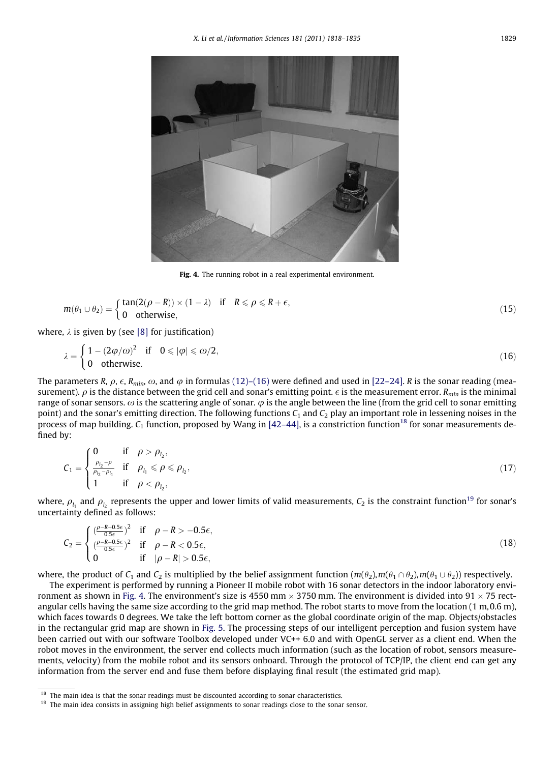Fig. 4. The running robot in a real experimental environment.

$$m(\theta_1 \cup \theta_2) = \begin{cases} \tan(2(\rho - R)) \times (1 - \lambda) & \text{if} \quad R \leqslant \rho \leqslant R + \epsilon, \\ 0 & \text{otherwise}, \end{cases} \tag{15}$$

where, $\lambda$ is given by (see [8] for justification)

$$\lambda = \begin{cases} 1 - (2\varphi/\omega)^2 & \text{if} \quad 0 \leqslant |\varphi| \leqslant \omega/2, \\ 0 & \text{otherwise}. \end{cases} \tag{16}$$

The parameters $R$, $\rho$, $\epsilon$, $R_{min}$, $\omega$, and $\varphi$ in formulas (12)–(16) were defined and used in [22–24]. $R$ is the sonar reading (measurement). $\rho$ is the distance between the grid cell and sonar's emitting point. $\epsilon$ is the measurement error. $R_{min}$ is the minimal range of sonar sensors. $\omega$ is the scattering angle of sonar. $\varphi$ is the angle between the line (from the grid cell to sonar emitting point) and the sonar's emitting direction. The following functions $C_1$ and $C_2$ play an important role in lessening noises in the process of map building. $C_1$ function, proposed by Wang in [42–44], is a constriction function[18] for sonar measurements defined by:

$$C_1 = \begin{cases} 0 & \text{if} \quad \rho > \rho_{l_2}, \\ \frac{\rho_{l_2} - \rho}{\rho_{l_2} - \rho_{l_1}} & \text{if} \quad \rho_{l_1} \leqslant \rho \leqslant \rho_{l_2}, \\ 1 & \text{if} \quad \rho < \rho_{l_2}, \end{cases} \tag{17}$$

where, $\rho_{l_1}$ and $\rho_{l_2}$ represents the upper and lower limits of valid measurements, $C_2$ is the constraint function[19] for sonar's uncertainty defined as follows:

$$C_2 = \begin{cases} \left(\frac{\rho - R + 0.5\epsilon}{0.5\epsilon}\right)^2 & \text{if} \quad \rho - R > -0.5\epsilon, \\ \left(\frac{\rho - R - 0.5\epsilon}{0.5\epsilon}\right)^2 & \text{if} \quad \rho - R < 0.5\epsilon, \\ 0 & \text{if} \quad |\rho - R| > 0.5\epsilon, \end{cases} \tag{18}$$

where, the product of $C_1$ and $C_2$ is multiplied by the belief assignment function ($m(\theta_2), m(\theta_1 \cap \theta_2), m(\theta_1 \cup \theta_2)$) respectively.

The experiment is performed by running a Pioneer II mobile robot with 16 sonar detectors in the indoor laboratory environment as shown in Fig. 4. The environment's size is 4550 mm $\times$ 3750 mm. The environment is divided into 91 $\times$ 75 rectangular cells having the same size according to the grid map method. The robot starts to move from the location (1 m, 0.6 m), which faces towards 0 degrees. We take the left bottom corner as the global coordinate origin of the map. Objects/obstacles in the rectangular grid map are shown in Fig. 5. The processing steps of our intelligent perception and fusion system have been carried out with our software Toolbox developed under VC++ 6.0 and with OpenGL server as a client end. When the robot moves in the environment, the server end collects much information (such as the location of robot, sensors measurements, velocity) from the mobile robot and its sensors onboard. Through the protocol of TCP/IP, the client end can get any information from the server end and fuse them before displaying final result (the estimated grid map).

[18] The main idea is that the sonar readings must be discounted according to sonar characteristics.

[19] The main idea consists in assigning high belief assignments to sonar readings close to the sonar sensor.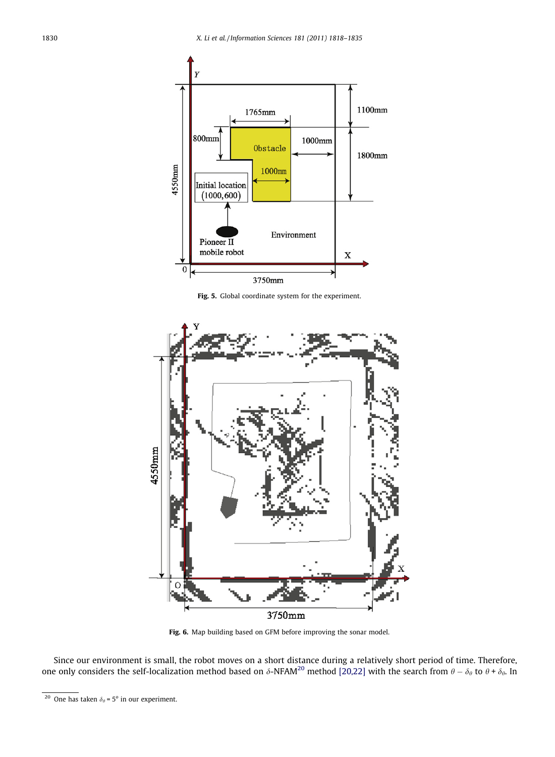Fig. 5. Global coordinate system for the experiment.

Fig. 6. Map building based on GFM before improving the sonar model.

Since our environment is small, the robot moves on a short distance during a relatively short period of time. Therefore, one only considers the self-localization method based on $\delta$-NFAM[20] method [20,22] with the search from $\theta - \delta_\theta$ to $\theta + \delta_\theta$. In

[20] One has taken $\delta_\theta = 5^o$ in our experiment.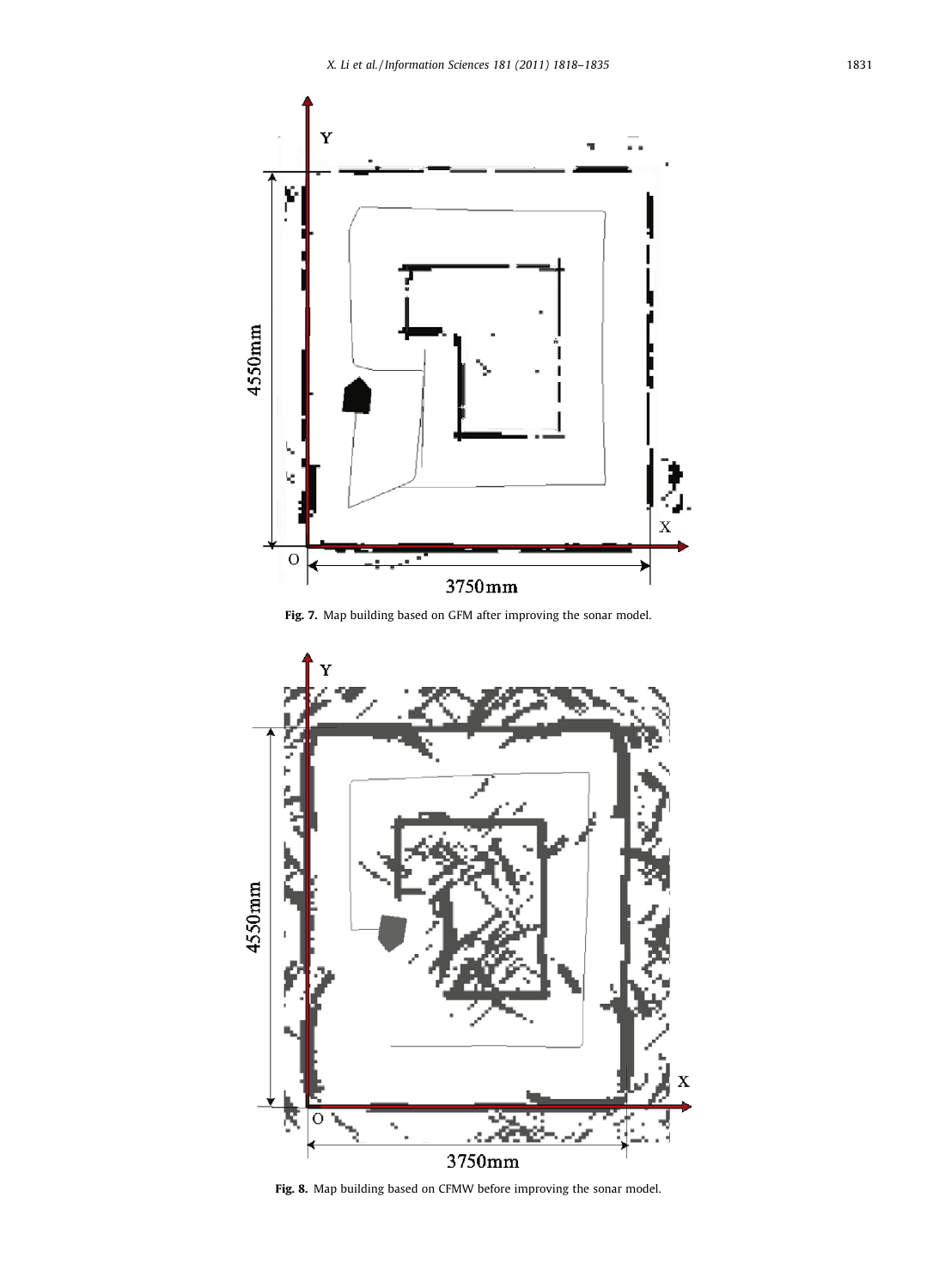Fig. 7. Map building based on GFM after improving the sonar model.

Fig. 8. Map building based on CFMW before improving the sonar model.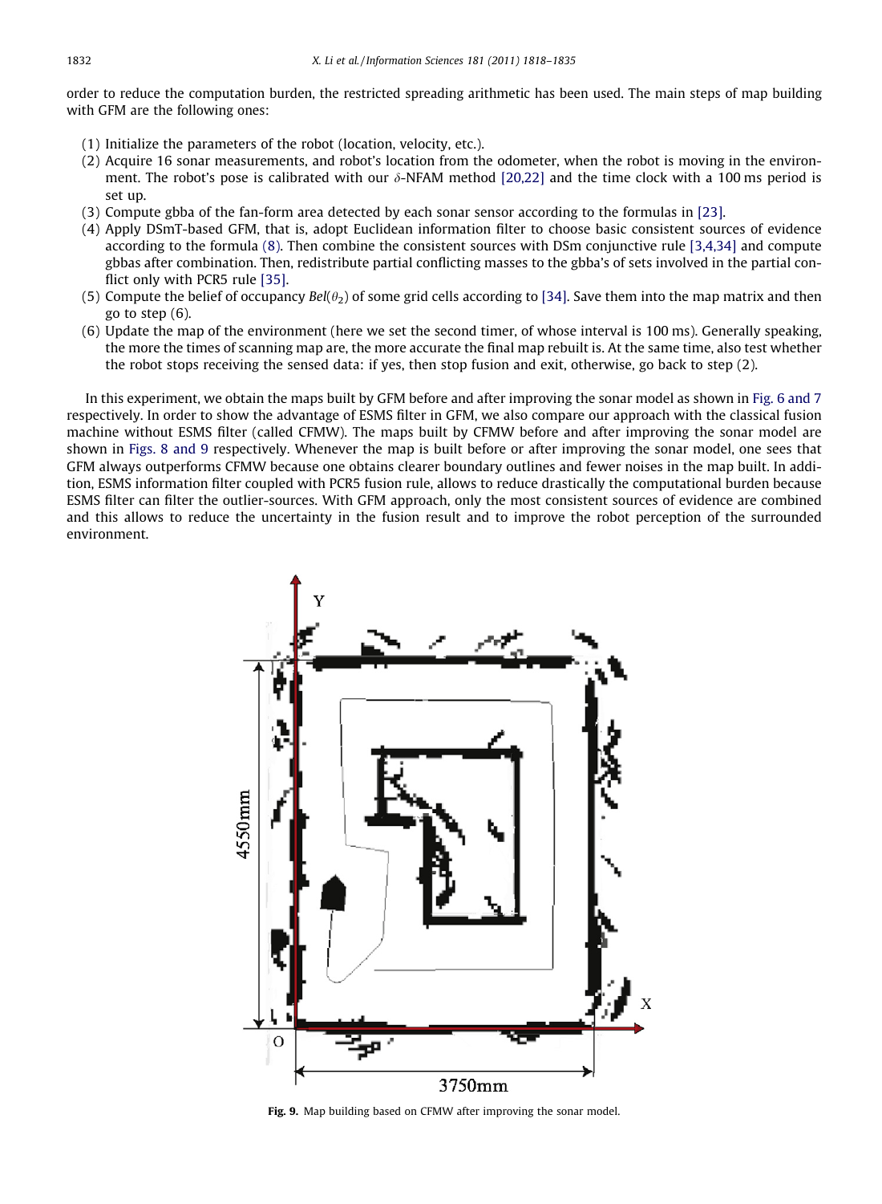order to reduce the computation burden, the restricted spreading arithmetic has been used. The main steps of map building with GFM are the following ones:

(1) Initialize the parameters of the robot (location, velocity, etc.).
(2) Acquire 16 sonar measurements, and robot's location from the odometer, when the robot is moving in the environment. The robot's pose is calibrated with our $\delta$-NFAM method [20,22] and the time clock with a 100 ms period is set up.
(3) Compute gbba of the fan-form area detected by each sonar sensor according to the formulas in [23].
(4) Apply DSmT-based GFM, that is, adopt Euclidean information filter to choose basic consistent sources of evidence according to the formula (8). Then combine the consistent sources with DSm conjunctive rule [3,4,34] and compute gbbas after combination. Then, redistribute partial conflicting masses to the gbba's of sets involved in the partial conflict only with PCR5 rule [35].
(5) Compute the belief of occupancy $Bel(\theta_2)$ of some grid cells according to [34]. Save them into the map matrix and then go to step (6).
(6) Update the map of the environment (here we set the second timer, of whose interval is 100 ms). Generally speaking, the more the times of scanning map are, the more accurate the final map rebuilt is. At the same time, also test whether the robot stops receiving the sensed data: if yes, then stop fusion and exit, otherwise, go back to step (2).

In this experiment, we obtain the maps built by GFM before and after improving the sonar model as shown in Fig. 6 and 7 respectively. In order to show the advantage of ESMS filter in GFM, we also compare our approach with the classical fusion machine without ESMS filter (called CFMW). The maps built by CFMW before and after improving the sonar model are shown in Figs. 8 and 9 respectively. Whenever the map is built before or after improving the sonar model, one sees that GFM always outperforms CFMW because one obtains clearer boundary outlines and fewer noises in the map built. In addition, ESMS information filter coupled with PCR5 fusion rule, allows to reduce drastically the computational burden because ESMS filter can filter the outlier-sources. With GFM approach, only the most consistent sources of evidence are combined and this allows to reduce the uncertainty in the fusion result and to improve the robot perception of the surrounded environment.

**Fig. 9.** Map building based on CFMW after improving the sonar model.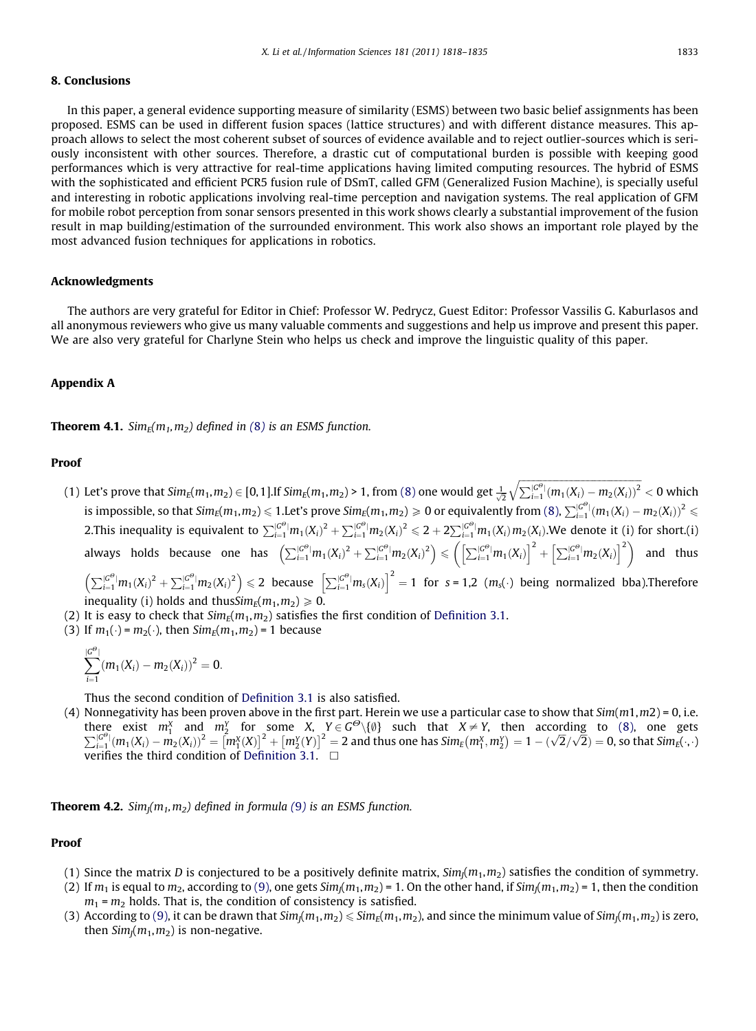## 8. Conclusions

In this paper, a general evidence supporting measure of similarity (ESMS) between two basic belief assignments has been proposed. ESMS can be used in different fusion spaces (lattice structures) and with different distance measures. This approach allows to select the most coherent subset of sources of evidence available and to reject outlier-sources which is seriously inconsistent with other sources. Therefore, a drastic cut of computational burden is possible with keeping good performances which is very attractive for real-time applications having limited computing resources. The hybrid of ESMS with the sophisticated and efficient PCR5 fusion rule of DSmT, called GFM (Generalized Fusion Machine), is specially useful and interesting in robotic applications involving real-time perception and navigation systems. The real application of GFM for mobile robot perception from sonar sensors presented in this work shows clearly a substantial improvement of the fusion result in map building/estimation of the surrounded environment. This work also shows an important role played by the most advanced fusion techniques for applications in robotics.

## Acknowledgments

The authors are very grateful for Editor in Chief: Professor W. Pedrycz, Guest Editor: Professor Vassilis G. Kaburlasos and all anonymous reviewers who give us many valuable comments and suggestions and help us improve and present this paper. We are also very grateful for Charlyne Stein who helps us check and improve the linguistic quality of this paper.

## Appendix A

**Theorem 4.1.** *$Sim_E(m_1, m_2)$ defined in (8) is an ESMS function.*

**Proof**

(1) Let's prove that $Sim_E(m_1, m_2) \in [0,1]$.If $Sim_E(m_1, m_2) > 1$, from (8) one would get $\frac{1}{\sqrt{2}}\sqrt{\sum_{i=1}^{|G^{\Theta}|}(m_1(X_i) - m_2(X_i))^2} < 0$ which is impossible, so that $Sim_E(m_1, m_2) \leqslant 1$.Let's prove $Sim_E(m_1, m_2) \geqslant 0$ or equivalently from (8), $\sum_{i=1}^{|G^{\Theta}|}(m_1(X_i) - m_2(X_i))^2 \leqslant 2$.This inequality is equivalent to $\sum_{i=1}^{|G^{\Theta}|}m_1(X_i)^2 + \sum_{i=1}^{|G^{\Theta}|}m_2(X_i)^2 \leqslant 2 + 2\sum_{i=1}^{|G^{\Theta}|}m_1(X_i)m_2(X_i)$.We denote it (i) for short.(i) always holds because one has $\left(\sum_{i=1}^{|G^{\Theta}|}m_1(X_i)^2 + \sum_{i=1}^{|G^{\Theta}|}m_2(X_i)^2\right) \leqslant \left(\left[\sum_{i=1}^{|G^{\Theta}|}m_1(X_i)\right]^2 + \left[\sum_{i=1}^{|G^{\Theta}|}m_2(X_i)\right]^2\right)$ and thus $\left(\sum_{i=1}^{|G^{\Theta}|}m_1(X_i)^2 + \sum_{i=1}^{|G^{\Theta}|}m_2(X_i)^2\right) \leqslant 2$ because $\left[\sum_{i=1}^{|G^{\Theta}|}m_s(X_i)\right]^2 = 1$ for $s = 1,2$ ($m_s(\cdot)$ being normalized bba).Therefore inequality (i) holds and thus$Sim_E(m_1, m_2) \geqslant 0$.

(2) It is easy to check that $Sim_E(m_1, m_2)$ satisfies the first condition of Definition 3.1.

(3) If $m_1(\cdot) = m_2(\cdot)$, then $Sim_E(m_1, m_2) = 1$ because

$$\sum_{i=1}^{|G^{\Theta}|}(m_1(X_i) - m_2(X_i))^2 = 0.$$

Thus the second condition of Definition 3.1 is also satisfied.

(4) Nonnegativity has been proven above in the first part. Herein we use a particular case to show that $Sim(m1, m2) = 0$, i.e. there exist $m_1^X$ and $m_2^Y$ for some $X$, $Y \in G^{\Theta}\backslash\{\emptyset\}$ such that $X \neq Y$, then according to (8), one gets $\sum_{i=1}^{|G^{\Theta}|}(m_1(X_i) - m_2(X_i))^2 = \left[m_1^X(X)\right]^2 + \left[m_2^Y(Y)\right]^2 = 2$ and thus one has $Sim_E(m_1^X, m_2^Y) = 1 - (\sqrt{2}/\sqrt{2}) = 0$, so that $Sim_E(\cdot,\cdot)$ verifies the third condition of Definition 3.1. $\square$

**Theorem 4.2.** *$Sim_J(m_1, m_2)$ defined in formula (9) is an ESMS function.*

**Proof**

(1) Since the matrix $D$ is conjectured to be a positively definite matrix, $Sim_J(m_1, m_2)$ satisfies the condition of symmetry.

(2) If $m_1$ is equal to $m_2$, according to (9), one gets $Sim_J(m_1, m_2) = 1$. On the other hand, if $Sim_J(m_1, m_2) = 1$, then the condition $m_1 = m_2$ holds. That is, the condition of consistency is satisfied.

(3) According to (9), it can be drawn that $Sim_J(m_1, m_2) \leqslant Sim_E(m_1, m_2)$, and since the minimum value of $Sim_J(m_1, m_2)$ is zero, then $Sim_J(m_1, m_2)$ is non-negative.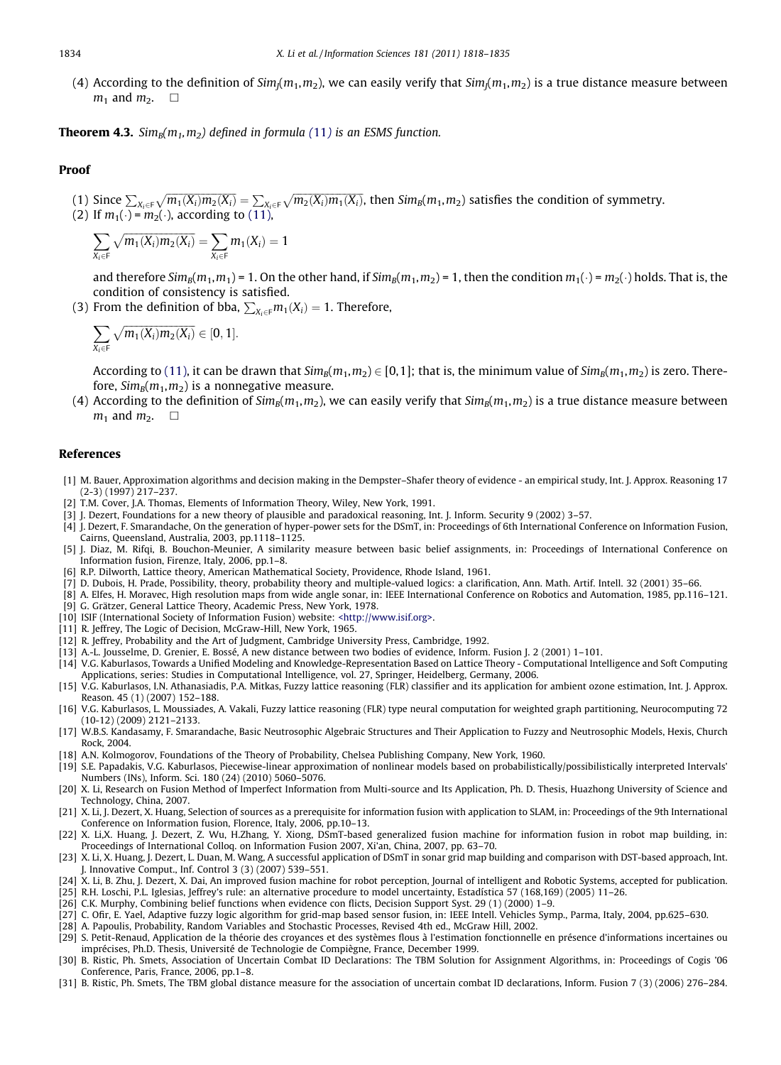(4) According to the definition of $Sim_J(m_1, m_2)$, we can easily verify that $Sim_J(m_1, m_2)$ is a true distance measure between $m_1$ and $m_2$. □

**Theorem 4.3.** *$Sim_B(m_1, m_2)$ defined in formula (11) is an ESMS function.*

### Proof

(1) Since $\sum_{X_i \in F} \sqrt{m_1(X_i)m_2(X_i)} = \sum_{X_i \in F} \sqrt{m_2(X_i)m_1(X_i)}$, then $Sim_B(m_1, m_2)$ satisfies the condition of symmetry.

(2) If $m_1(\cdot) = m_2(\cdot)$, according to (11),

$$\sum_{X_i \in F} \sqrt{m_1(X_i)m_2(X_i)} = \sum_{X_i \in F} m_1(X_i) = 1$$

and therefore $Sim_B(m_1, m_1) = 1$. On the other hand, if $Sim_B(m_1, m_2) = 1$, then the condition $m_1(\cdot) = m_2(\cdot)$ holds. That is, the condition of consistency is satisfied.

(3) From the definition of bba, $\sum_{X_i \in F} m_1(X_i) = 1$. Therefore,

$$\sum_{X_i \in F} \sqrt{m_1(X_i)m_2(X_i)} \in [0, 1].$$

According to (11), it can be drawn that $Sim_B(m_1, m_2) \in [0,1]$; that is, the minimum value of $Sim_B(m_1, m_2)$ is zero. Therefore, $Sim_B(m_1, m_2)$ is a nonnegative measure.

(4) According to the definition of $Sim_B(m_1, m_2)$, we can easily verify that $Sim_B(m_1, m_2)$ is a true distance measure between $m_1$ and $m_2$. □

## References

[1] M. Bauer, Approximation algorithms and decision making in the Dempster–Shafer theory of evidence - an empirical study, Int. J. Approx. Reasoning 17 (2-3) (1997) 217–237.

[2] T.M. Cover, J.A. Thomas, Elements of Information Theory, Wiley, New York, 1991.

[3] J. Dezert, Foundations for a new theory of plausible and paradoxical reasoning, Int. J. Inform. Security 9 (2002) 3–57.

[4] J. Dezert, F. Smarandache, On the generation of hyper-power sets for the DSmT, in: Proceedings of 6th International Conference on Information Fusion, Cairns, Queensland, Australia, 2003, pp.1118–1125.

[5] J. Diaz, M. Rifqi, B. Bouchon-Meunier, A similarity measure between basic belief assignments, in: Proceedings of International Conference on Information fusion, Firenze, Italy, 2006, pp.1–8.

[6] R.P. Dilworth, Lattice theory, American Mathematical Society, Providence, Rhode Island, 1961.

[7] D. Dubois, H. Prade, Possibility, theory, probability theory and multiple-valued logics: a clarification, Ann. Math. Artif. Intell. 32 (2001) 35–66.

[8] A. Elfes, H. Moravec, High resolution maps from wide angle sonar, in: IEEE International Conference on Robotics and Automation, 1985, pp.116–121.

[9] G. Grätzer, General Lattice Theory, Academic Press, New York, 1978.

[10] ISIF (International Society of Information Fusion) website: <http://www.isif.org>.

[11] R. Jeffrey, The Logic of Decision, McGraw-Hill, New York, 1965.

[12] R. Jeffrey, Probability and the Art of Judgment, Cambridge University Press, Cambridge, 1992.

[13] A.-L. Jousselme, D. Grenier, E. Bossé, A new distance between two bodies of evidence, Inform. Fusion J. 2 (2001) 1–101.

[14] V.G. Kaburlasos, Towards a Unified Modeling and Knowledge-Representation Based on Lattice Theory - Computational Intelligence and Soft Computing Applications, series: Studies in Computational Intelligence, vol. 27, Springer, Heidelberg, Germany, 2006.

[15] V.G. Kaburlasos, I.N. Athanasiadis, P.A. Mitkas, Fuzzy lattice reasoning (FLR) classifier and its application for ambient ozone estimation, Int. J. Approx. Reason. 45 (1) (2007) 152–188.

[16] V.G. Kaburlasos, L. Moussiades, A. Vakali, Fuzzy lattice reasoning (FLR) type neural computation for weighted graph partitioning, Neurocomputing 72 (10-12) (2009) 2121–2133.

[17] W.B.S. Kandasamy, F. Smarandache, Basic Neutrosophic Algebraic Structures and Their Application to Fuzzy and Neutrosophic Models, Hexis, Church Rock, 2004.

[18] A.N. Kolmogorov, Foundations of the Theory of Probability, Chelsea Publishing Company, New York, 1960.

[19] S.E. Papadakis, V.G. Kaburlasos, Piecewise-linear approximation of nonlinear models based on probabilistically/possibilistically interpreted Intervals' Numbers (INs), Inform. Sci. 180 (24) (2010) 5060–5076.

[20] X. Li, Research on Fusion Method of Imperfect Information from Multi-source and Its Application, Ph. D. Thesis, Huazhong University of Science and Technology, China, 2007.

[21] X. Li, J. Dezert, X. Huang, Selection of sources as a prerequisite for information fusion with application to SLAM, in: Proceedings of the 9th International Conference on Information fusion, Florence, Italy, 2006, pp.10–13.

[22] X. Li,X. Huang, J. Dezert, Z. Wu, H.Zhang, Y. Xiong, DSmT-based generalized fusion machine for information fusion in robot map building, in: Proceedings of International Colloq. on Information Fusion 2007, Xi'an, China, 2007, pp. 63–70.

[23] X. Li, X. Huang, J. Dezert, L. Duan, M. Wang, A successful application of DSmT in sonar grid map building and comparison with DST-based approach, Int. J. Innovative Comput., Inf. Control 3 (3) (2007) 539–551.

[24] X. Li, B. Zhu, J. Dezert, X. Dai, An improved fusion machine for robot perception, Journal of intelligent and Robotic Systems, accepted for publication.

[25] R.H. Loschi, P.L. Iglesias, Jeffrey's rule: an alternative procedure to model uncertainty, Estadística 57 (168,169) (2005) 11–26.

[26] C.K. Murphy, Combining belief functions when evidence con flicts, Decision Support Syst. 29 (1) (2000) 1–9.

[27] C. Ofir, E. Yael, Adaptive fuzzy logic algorithm for grid-map based sensor fusion, in: IEEE Intell. Vehicles Symp., Parma, Italy, 2004, pp.625–630.

[28] A. Papoulis, Probability, Random Variables and Stochastic Processes, Revised 4th ed., McGraw Hill, 2002.

[29] S. Petit-Renaud, Application de la théorie des croyances et des systèmes flous à l'estimation fonctionnelle en présence d'informations incertaines ou imprécises, Ph.D. Thesis, Université de Technologie de Compiègne, France, December 1999.

[30] B. Ristic, Ph. Smets, Association of Uncertain Combat ID Declarations: The TBM Solution for Assignment Algorithms, in: Proceedings of Cogis '06 Conference, Paris, France, 2006, pp.1–8.

[31] B. Ristic, Ph. Smets, The TBM global distance measure for the association of uncertain combat ID declarations, Inform. Fusion 7 (3) (2006) 276–284.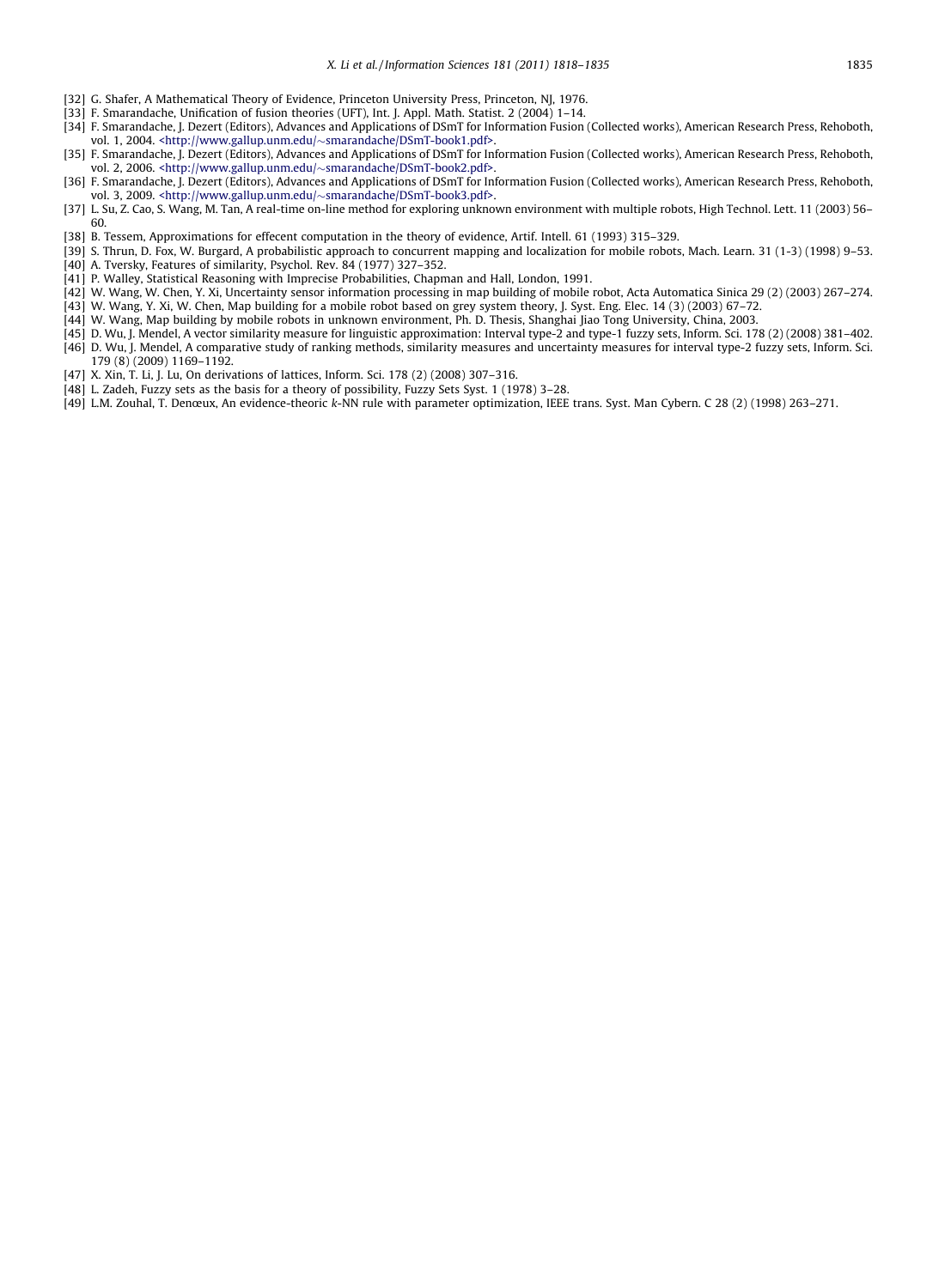[32] G. Shafer, A Mathematical Theory of Evidence, Princeton University Press, Princeton, NJ, 1976.

[33] F. Smarandache, Unification of fusion theories (UFT), Int. J. Appl. Math. Statist. 2 (2004) 1–14.

[34] F. Smarandache, J. Dezert (Editors), Advances and Applications of DSmT for Information Fusion (Collected works), American Research Press, Rehoboth, vol. 1, 2004. <http://www.gallup.unm.edu/~smarandache/DSmT-book1.pdf>.

[35] F. Smarandache, J. Dezert (Editors), Advances and Applications of DSmT for Information Fusion (Collected works), American Research Press, Rehoboth, vol. 2, 2006. <http://www.gallup.unm.edu/~smarandache/DSmT-book2.pdf>.

[36] F. Smarandache, J. Dezert (Editors), Advances and Applications of DSmT for Information Fusion (Collected works), American Research Press, Rehoboth, vol. 3, 2009. <http://www.gallup.unm.edu/~smarandache/DSmT-book3.pdf>.

[37] L. Su, Z. Cao, S. Wang, M. Tan, A real-time on-line method for exploring unknown environment with multiple robots, High Technol. Lett. 11 (2003) 56–60.

[38] B. Tessem, Approximations for effecent computation in the theory of evidence, Artif. Intell. 61 (1993) 315–329.

[39] S. Thrun, D. Fox, W. Burgard, A probabilistic approach to concurrent mapping and localization for mobile robots, Mach. Learn. 31 (1-3) (1998) 9–53.

[40] A. Tversky, Features of similarity, Psychol. Rev. 84 (1977) 327–352.

[41] P. Walley, Statistical Reasoning with Imprecise Probabilities, Chapman and Hall, London, 1991.

[42] W. Wang, W. Chen, Y. Xi, Uncertainty sensor information processing in map building of mobile robot, Acta Automatica Sinica 29 (2) (2003) 267–274.

[43] W. Wang, Y. Xi, W. Chen, Map building for a mobile robot based on grey system theory, J. Syst. Eng. Elec. 14 (3) (2003) 67–72.

[44] W. Wang, Map building by mobile robots in unknown environment, Ph. D. Thesis, Shanghai Jiao Tong University, China, 2003.

[45] D. Wu, J. Mendel, A vector similarity measure for linguistic approximation: Interval type-2 and type-1 fuzzy sets, Inform. Sci. 178 (2) (2008) 381–402.

[46] D. Wu, J. Mendel, A comparative study of ranking methods, similarity measures and uncertainty measures for interval type-2 fuzzy sets, Inform. Sci. 179 (8) (2009) 1169–1192.

[47] X. Xin, T. Li, J. Lu, On derivations of lattices, Inform. Sci. 178 (2) (2008) 307–316.

[48] L. Zadeh, Fuzzy sets as the basis for a theory of possibility, Fuzzy Sets Syst. 1 (1978) 3–28.

[49] L.M. Zouhal, T. Denœux, An evidence-theoric $k$-NN rule with parameter optimization, IEEE trans. Syst. Man Cybern. C 28 (2) (1998) 263–271.